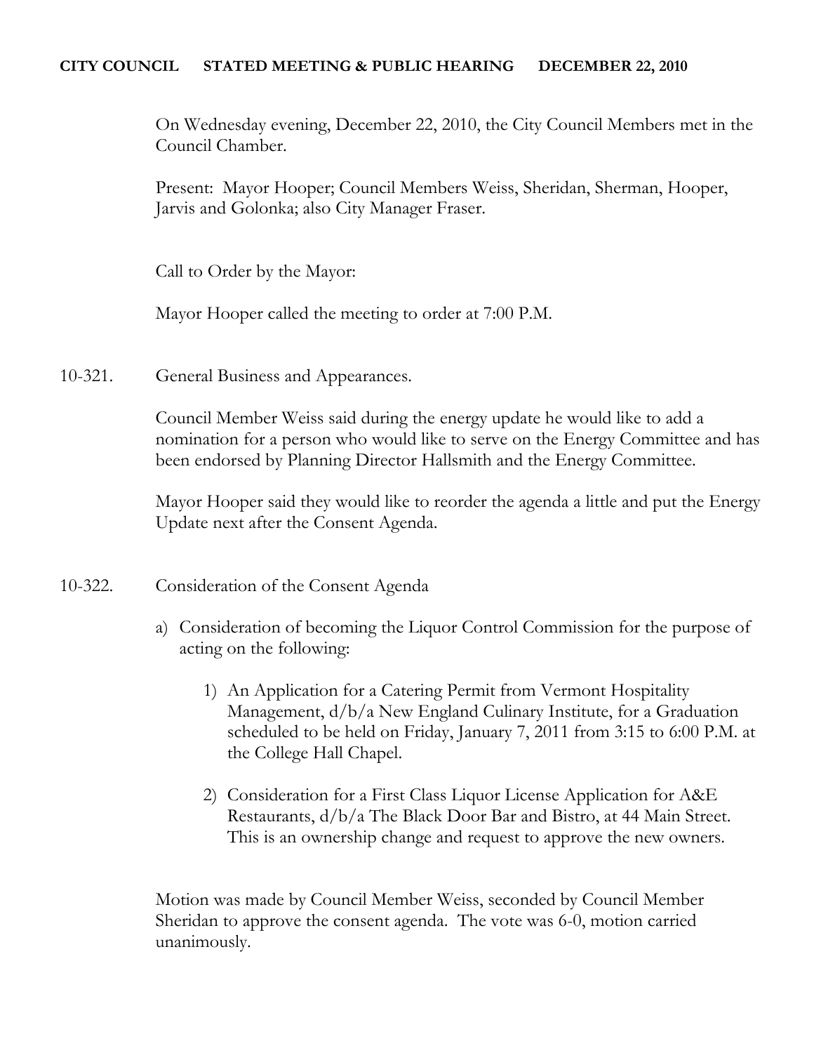**CITY COUNCIL STATED MEETING & PUBLIC HEARING DECEMBER 22, 2010**

On Wednesday evening, December 22, 2010, the City Council Members met in the Council Chamber.

Present: Mayor Hooper; Council Members Weiss, Sheridan, Sherman, Hooper, Jarvis and Golonka; also City Manager Fraser.

Call to Order by the Mayor:

Mayor Hooper called the meeting to order at 7:00 P.M.

10-321. General Business and Appearances.

Council Member Weiss said during the energy update he would like to add a nomination for a person who would like to serve on the Energy Committee and has been endorsed by Planning Director Hallsmith and the Energy Committee.

Mayor Hooper said they would like to reorder the agenda a little and put the Energy Update next after the Consent Agenda.

10-322. Consideration of the Consent Agenda

a) Consideration of becoming the Liquor Control Commission for the purpose of acting on the following:

   1) An Application for a Catering Permit from Vermont Hospitality Management, d/b/a New England Culinary Institute, for a Graduation scheduled to be held on Friday, January 7, 2011 from 3:15 to 6:00 P.M. at the College Hall Chapel.

   2) Consideration for a First Class Liquor License Application for A&E Restaurants, d/b/a The Black Door Bar and Bistro, at 44 Main Street. This is an ownership change and request to approve the new owners.

Motion was made by Council Member Weiss, seconded by Council Member Sheridan to approve the consent agenda. The vote was 6-0, motion carried unanimously.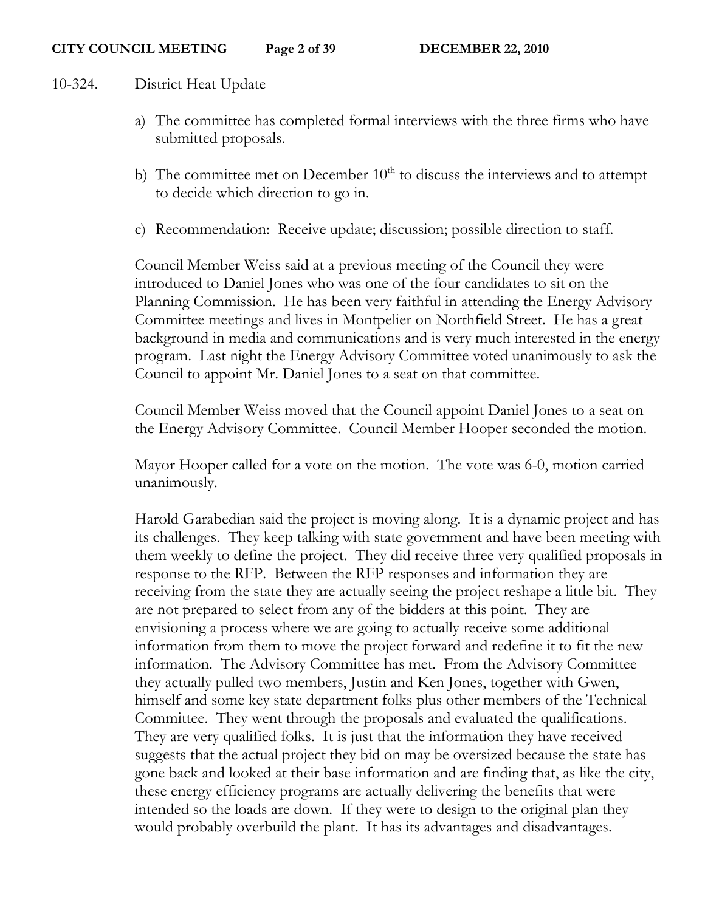10-324. District Heat Update

a) The committee has completed formal interviews with the three firms who have submitted proposals.

b) The committee met on December 10th to discuss the interviews and to attempt to decide which direction to go in.

c) Recommendation: Receive update; discussion; possible direction to staff.

Council Member Weiss said at a previous meeting of the Council they were introduced to Daniel Jones who was one of the four candidates to sit on the Planning Commission. He has been very faithful in attending the Energy Advisory Committee meetings and lives in Montpelier on Northfield Street. He has a great background in media and communications and is very much interested in the energy program. Last night the Energy Advisory Committee voted unanimously to ask the Council to appoint Mr. Daniel Jones to a seat on that committee.

Council Member Weiss moved that the Council appoint Daniel Jones to a seat on the Energy Advisory Committee. Council Member Hooper seconded the motion.

Mayor Hooper called for a vote on the motion. The vote was 6-0, motion carried unanimously.

Harold Garabedian said the project is moving along. It is a dynamic project and has its challenges. They keep talking with state government and have been meeting with them weekly to define the project. They did receive three very qualified proposals in response to the RFP. Between the RFP responses and information they are receiving from the state they are actually seeing the project reshape a little bit. They are not prepared to select from any of the bidders at this point. They are envisioning a process where we are going to actually receive some additional information from them to move the project forward and redefine it to fit the new information. The Advisory Committee has met. From the Advisory Committee they actually pulled two members, Justin and Ken Jones, together with Gwen, himself and some key state department folks plus other members of the Technical Committee. They went through the proposals and evaluated the qualifications. They are very qualified folks. It is just that the information they have received suggests that the actual project they bid on may be oversized because the state has gone back and looked at their base information and are finding that, as like the city, these energy efficiency programs are actually delivering the benefits that were intended so the loads are down. If they were to design to the original plan they would probably overbuild the plant. It has its advantages and disadvantages.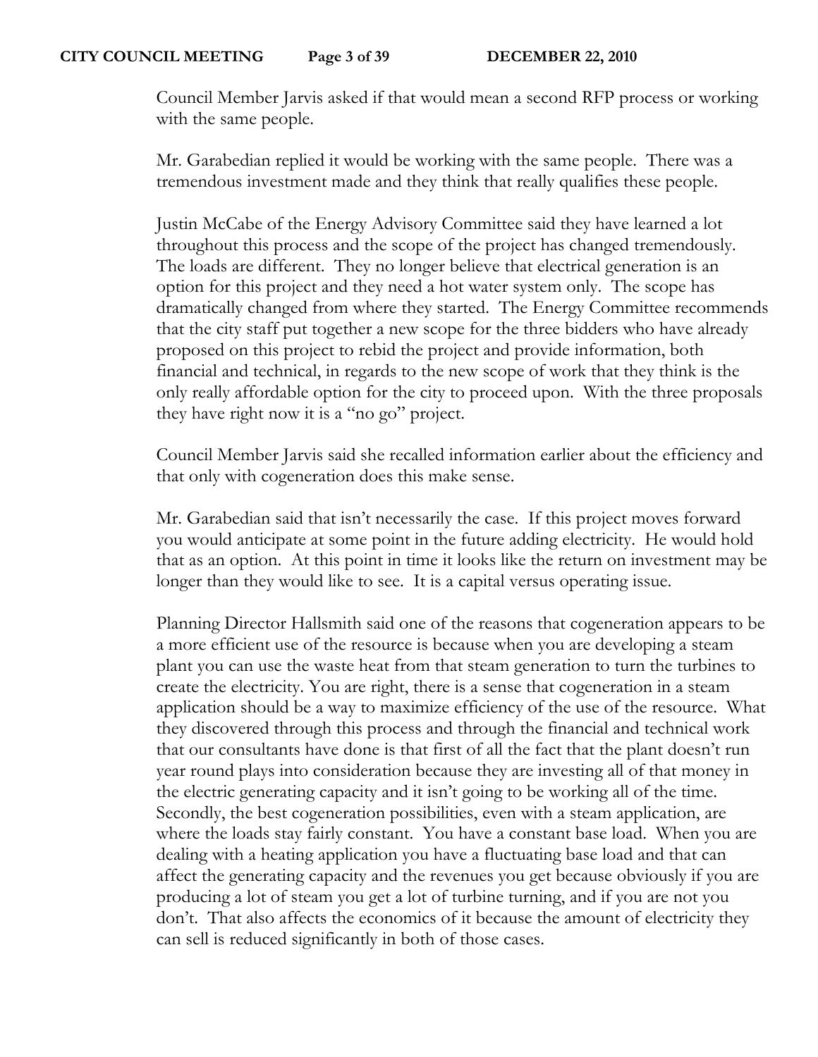Council Member Jarvis asked if that would mean a second RFP process or working with the same people.

Mr. Garabedian replied it would be working with the same people. There was a tremendous investment made and they think that really qualifies these people.

Justin McCabe of the Energy Advisory Committee said they have learned a lot throughout this process and the scope of the project has changed tremendously. The loads are different. They no longer believe that electrical generation is an option for this project and they need a hot water system only. The scope has dramatically changed from where they started. The Energy Committee recommends that the city staff put together a new scope for the three bidders who have already proposed on this project to rebid the project and provide information, both financial and technical, in regards to the new scope of work that they think is the only really affordable option for the city to proceed upon. With the three proposals they have right now it is a "no go" project.

Council Member Jarvis said she recalled information earlier about the efficiency and that only with cogeneration does this make sense.

Mr. Garabedian said that isn't necessarily the case. If this project moves forward you would anticipate at some point in the future adding electricity. He would hold that as an option. At this point in time it looks like the return on investment may be longer than they would like to see. It is a capital versus operating issue.

Planning Director Hallsmith said one of the reasons that cogeneration appears to be a more efficient use of the resource is because when you are developing a steam plant you can use the waste heat from that steam generation to turn the turbines to create the electricity. You are right, there is a sense that cogeneration in a steam application should be a way to maximize efficiency of the use of the resource. What they discovered through this process and through the financial and technical work that our consultants have done is that first of all the fact that the plant doesn't run year round plays into consideration because they are investing all of that money in the electric generating capacity and it isn't going to be working all of the time. Secondly, the best cogeneration possibilities, even with a steam application, are where the loads stay fairly constant. You have a constant base load. When you are dealing with a heating application you have a fluctuating base load and that can affect the generating capacity and the revenues you get because obviously if you are producing a lot of steam you get a lot of turbine turning, and if you are not you don't. That also affects the economics of it because the amount of electricity they can sell is reduced significantly in both of those cases.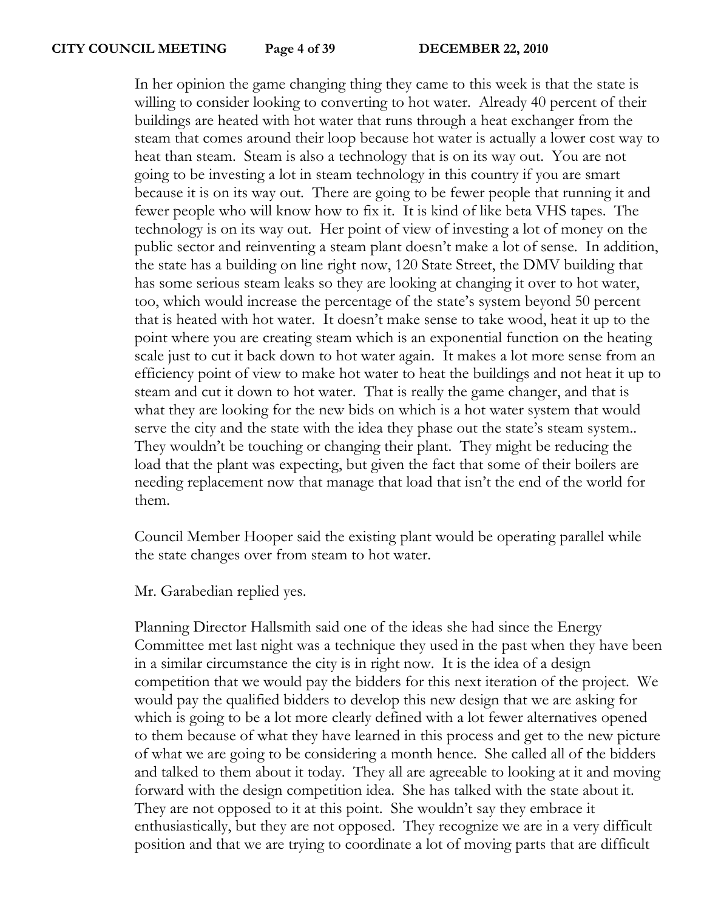In her opinion the game changing thing they came to this week is that the state is willing to consider looking to converting to hot water. Already 40 percent of their buildings are heated with hot water that runs through a heat exchanger from the steam that comes around their loop because hot water is actually a lower cost way to heat than steam. Steam is also a technology that is on its way out. You are not going to be investing a lot in steam technology in this country if you are smart because it is on its way out. There are going to be fewer people that running it and fewer people who will know how to fix it. It is kind of like beta VHS tapes. The technology is on its way out. Her point of view of investing a lot of money on the public sector and reinventing a steam plant doesn't make a lot of sense. In addition, the state has a building on line right now, 120 State Street, the DMV building that has some serious steam leaks so they are looking at changing it over to hot water, too, which would increase the percentage of the state's system beyond 50 percent that is heated with hot water. It doesn't make sense to take wood, heat it up to the point where you are creating steam which is an exponential function on the heating scale just to cut it back down to hot water again. It makes a lot more sense from an efficiency point of view to make hot water to heat the buildings and not heat it up to steam and cut it down to hot water. That is really the game changer, and that is what they are looking for the new bids on which is a hot water system that would serve the city and the state with the idea they phase out the state's steam system.. They wouldn't be touching or changing their plant. They might be reducing the load that the plant was expecting, but given the fact that some of their boilers are needing replacement now that manage that load that isn't the end of the world for them.

Council Member Hooper said the existing plant would be operating parallel while the state changes over from steam to hot water.

Mr. Garabedian replied yes.

Planning Director Hallsmith said one of the ideas she had since the Energy Committee met last night was a technique they used in the past when they have been in a similar circumstance the city is in right now. It is the idea of a design competition that we would pay the bidders for this next iteration of the project. We would pay the qualified bidders to develop this new design that we are asking for which is going to be a lot more clearly defined with a lot fewer alternatives opened to them because of what they have learned in this process and get to the new picture of what we are going to be considering a month hence. She called all of the bidders and talked to them about it today. They all are agreeable to looking at it and moving forward with the design competition idea. She has talked with the state about it. They are not opposed to it at this point. She wouldn't say they embrace it enthusiastically, but they are not opposed. They recognize we are in a very difficult position and that we are trying to coordinate a lot of moving parts that are difficult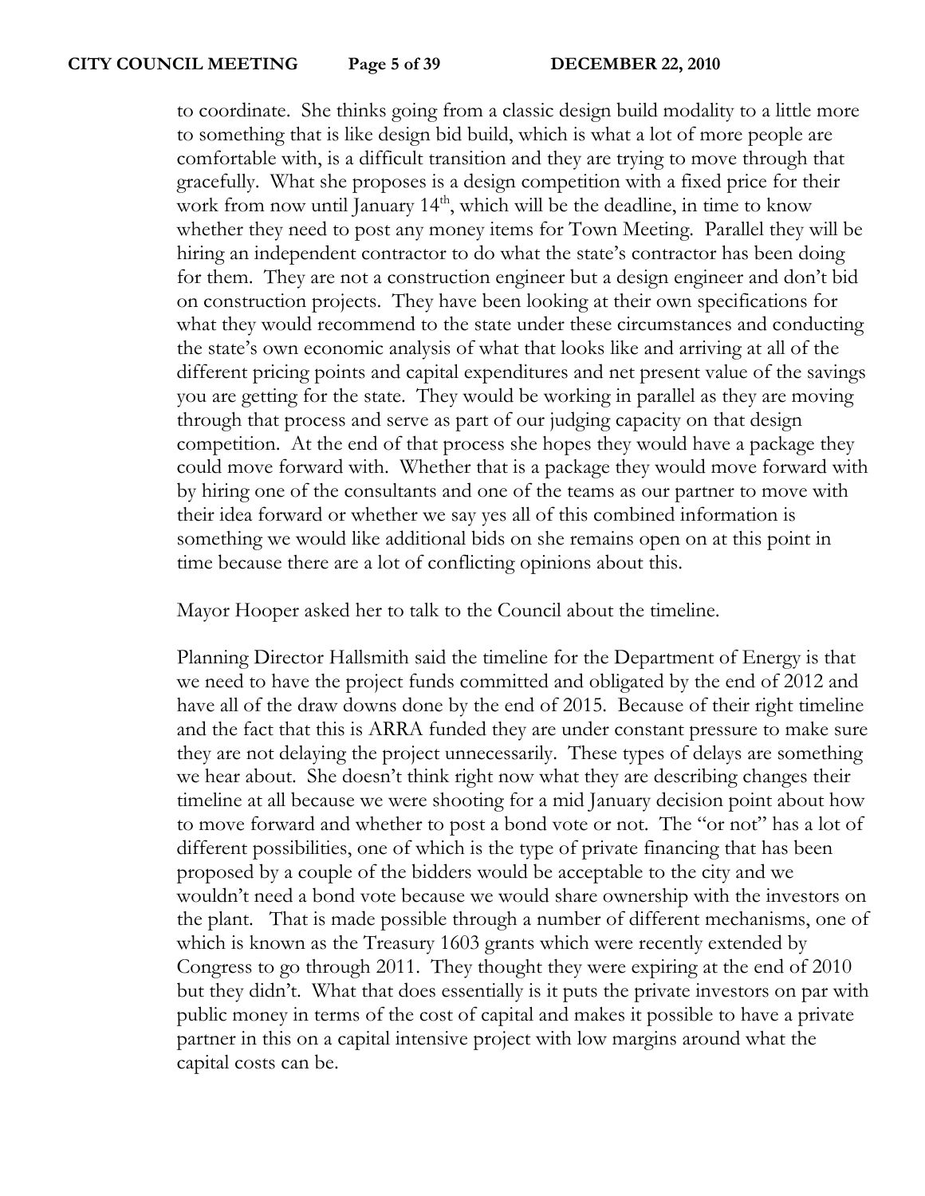to coordinate. She thinks going from a classic design build modality to a little more to something that is like design bid build, which is what a lot of more people are comfortable with, is a difficult transition and they are trying to move through that gracefully. What she proposes is a design competition with a fixed price for their work from now until January 14th, which will be the deadline, in time to know whether they need to post any money items for Town Meeting. Parallel they will be hiring an independent contractor to do what the state's contractor has been doing for them. They are not a construction engineer but a design engineer and don't bid on construction projects. They have been looking at their own specifications for what they would recommend to the state under these circumstances and conducting the state's own economic analysis of what that looks like and arriving at all of the different pricing points and capital expenditures and net present value of the savings you are getting for the state. They would be working in parallel as they are moving through that process and serve as part of our judging capacity on that design competition. At the end of that process she hopes they would have a package they could move forward with. Whether that is a package they would move forward with by hiring one of the consultants and one of the teams as our partner to move with their idea forward or whether we say yes all of this combined information is something we would like additional bids on she remains open on at this point in time because there are a lot of conflicting opinions about this.

Mayor Hooper asked her to talk to the Council about the timeline.

Planning Director Hallsmith said the timeline for the Department of Energy is that we need to have the project funds committed and obligated by the end of 2012 and have all of the draw downs done by the end of 2015. Because of their right timeline and the fact that this is ARRA funded they are under constant pressure to make sure they are not delaying the project unnecessarily. These types of delays are something we hear about. She doesn't think right now what they are describing changes their timeline at all because we were shooting for a mid January decision point about how to move forward and whether to post a bond vote or not. The "or not" has a lot of different possibilities, one of which is the type of private financing that has been proposed by a couple of the bidders would be acceptable to the city and we wouldn't need a bond vote because we would share ownership with the investors on the plant. That is made possible through a number of different mechanisms, one of which is known as the Treasury 1603 grants which were recently extended by Congress to go through 2011. They thought they were expiring at the end of 2010 but they didn't. What that does essentially is it puts the private investors on par with public money in terms of the cost of capital and makes it possible to have a private partner in this on a capital intensive project with low margins around what the capital costs can be.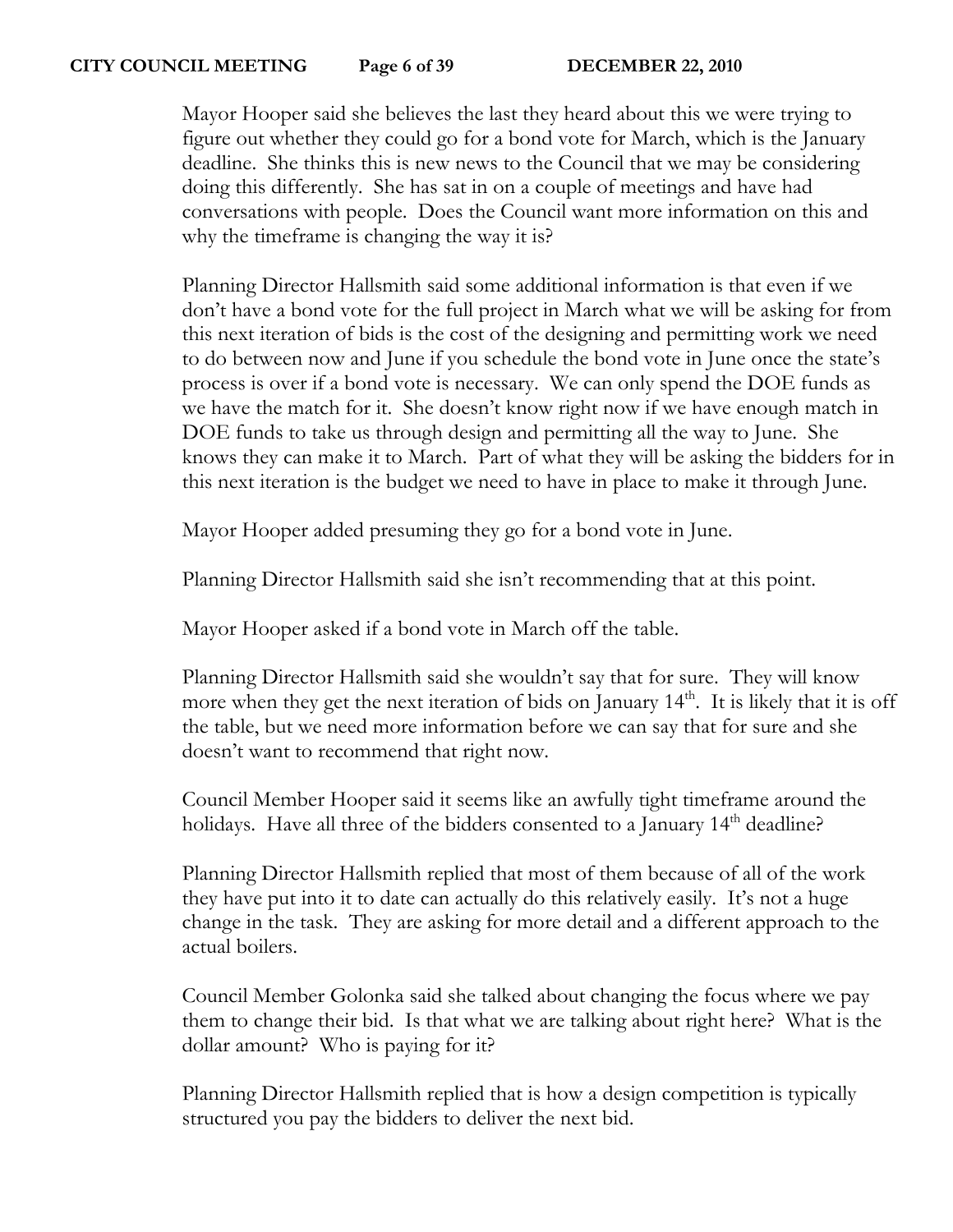Mayor Hooper said she believes the last they heard about this we were trying to figure out whether they could go for a bond vote for March, which is the January deadline. She thinks this is new news to the Council that we may be considering doing this differently. She has sat in on a couple of meetings and have had conversations with people. Does the Council want more information on this and why the timeframe is changing the way it is?

Planning Director Hallsmith said some additional information is that even if we don't have a bond vote for the full project in March what we will be asking for from this next iteration of bids is the cost of the designing and permitting work we need to do between now and June if you schedule the bond vote in June once the state's process is over if a bond vote is necessary. We can only spend the DOE funds as we have the match for it. She doesn't know right now if we have enough match in DOE funds to take us through design and permitting all the way to June. She knows they can make it to March. Part of what they will be asking the bidders for in this next iteration is the budget we need to have in place to make it through June.

Mayor Hooper added presuming they go for a bond vote in June.

Planning Director Hallsmith said she isn't recommending that at this point.

Mayor Hooper asked if a bond vote in March off the table.

Planning Director Hallsmith said she wouldn't say that for sure. They will know more when they get the next iteration of bids on January 14th. It is likely that it is off the table, but we need more information before we can say that for sure and she doesn't want to recommend that right now.

Council Member Hooper said it seems like an awfully tight timeframe around the holidays. Have all three of the bidders consented to a January 14th deadline?

Planning Director Hallsmith replied that most of them because of all of the work they have put into it to date can actually do this relatively easily. It's not a huge change in the task. They are asking for more detail and a different approach to the actual boilers.

Council Member Golonka said she talked about changing the focus where we pay them to change their bid. Is that what we are talking about right here? What is the dollar amount? Who is paying for it?

Planning Director Hallsmith replied that is how a design competition is typically structured you pay the bidders to deliver the next bid.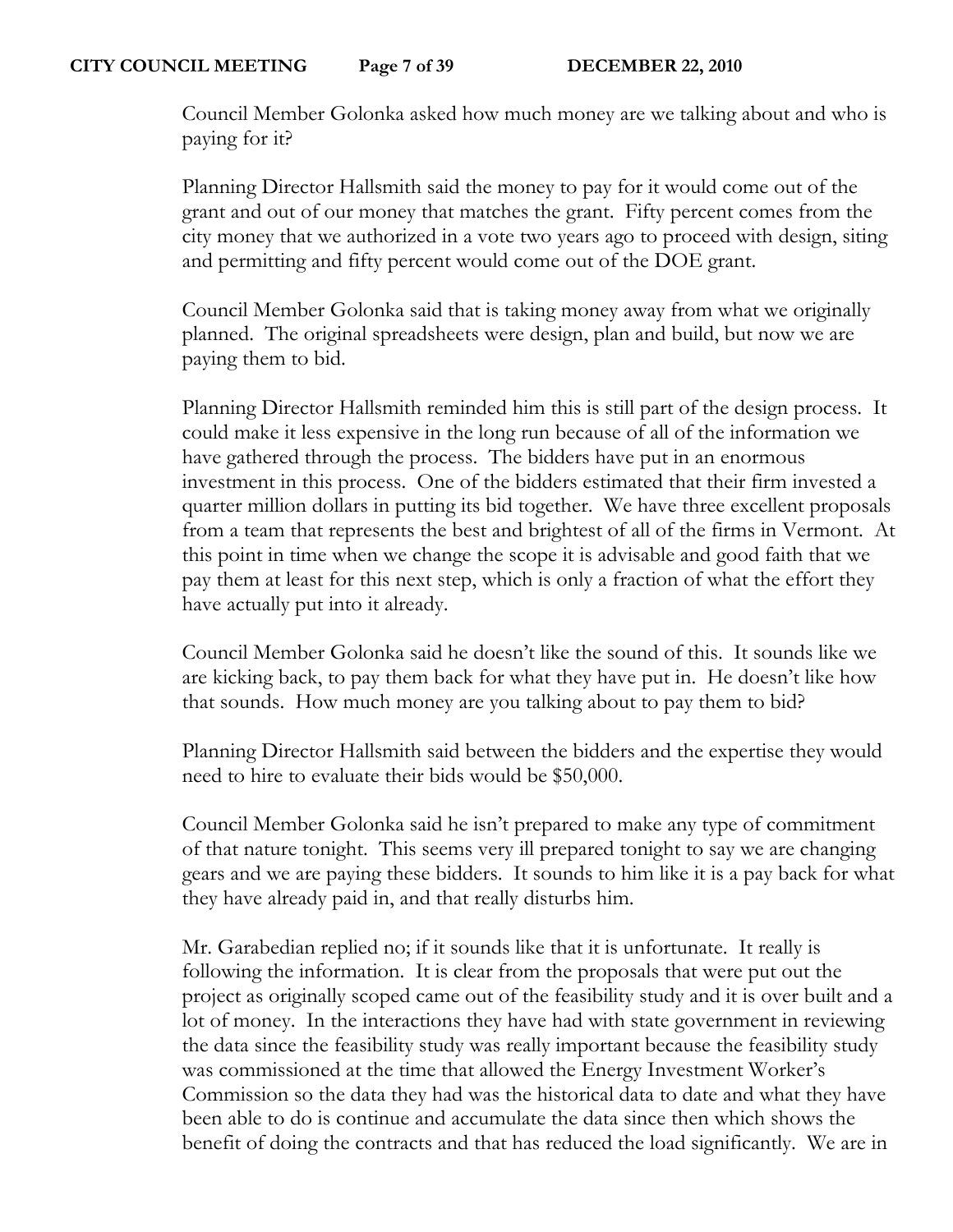Council Member Golonka asked how much money are we talking about and who is paying for it?

Planning Director Hallsmith said the money to pay for it would come out of the grant and out of our money that matches the grant. Fifty percent comes from the city money that we authorized in a vote two years ago to proceed with design, siting and permitting and fifty percent would come out of the DOE grant.

Council Member Golonka said that is taking money away from what we originally planned. The original spreadsheets were design, plan and build, but now we are paying them to bid.

Planning Director Hallsmith reminded him this is still part of the design process. It could make it less expensive in the long run because of all of the information we have gathered through the process. The bidders have put in an enormous investment in this process. One of the bidders estimated that their firm invested a quarter million dollars in putting its bid together. We have three excellent proposals from a team that represents the best and brightest of all of the firms in Vermont. At this point in time when we change the scope it is advisable and good faith that we pay them at least for this next step, which is only a fraction of what the effort they have actually put into it already.

Council Member Golonka said he doesn't like the sound of this. It sounds like we are kicking back, to pay them back for what they have put in. He doesn't like how that sounds. How much money are you talking about to pay them to bid?

Planning Director Hallsmith said between the bidders and the expertise they would need to hire to evaluate their bids would be $50,000.

Council Member Golonka said he isn't prepared to make any type of commitment of that nature tonight. This seems very ill prepared tonight to say we are changing gears and we are paying these bidders. It sounds to him like it is a pay back for what they have already paid in, and that really disturbs him.

Mr. Garabedian replied no; if it sounds like that it is unfortunate. It really is following the information. It is clear from the proposals that were put out the project as originally scoped came out of the feasibility study and it is over built and a lot of money. In the interactions they have had with state government in reviewing the data since the feasibility study was really important because the feasibility study was commissioned at the time that allowed the Energy Investment Worker's Commission so the data they had was the historical data to date and what they have been able to do is continue and accumulate the data since then which shows the benefit of doing the contracts and that has reduced the load significantly. We are in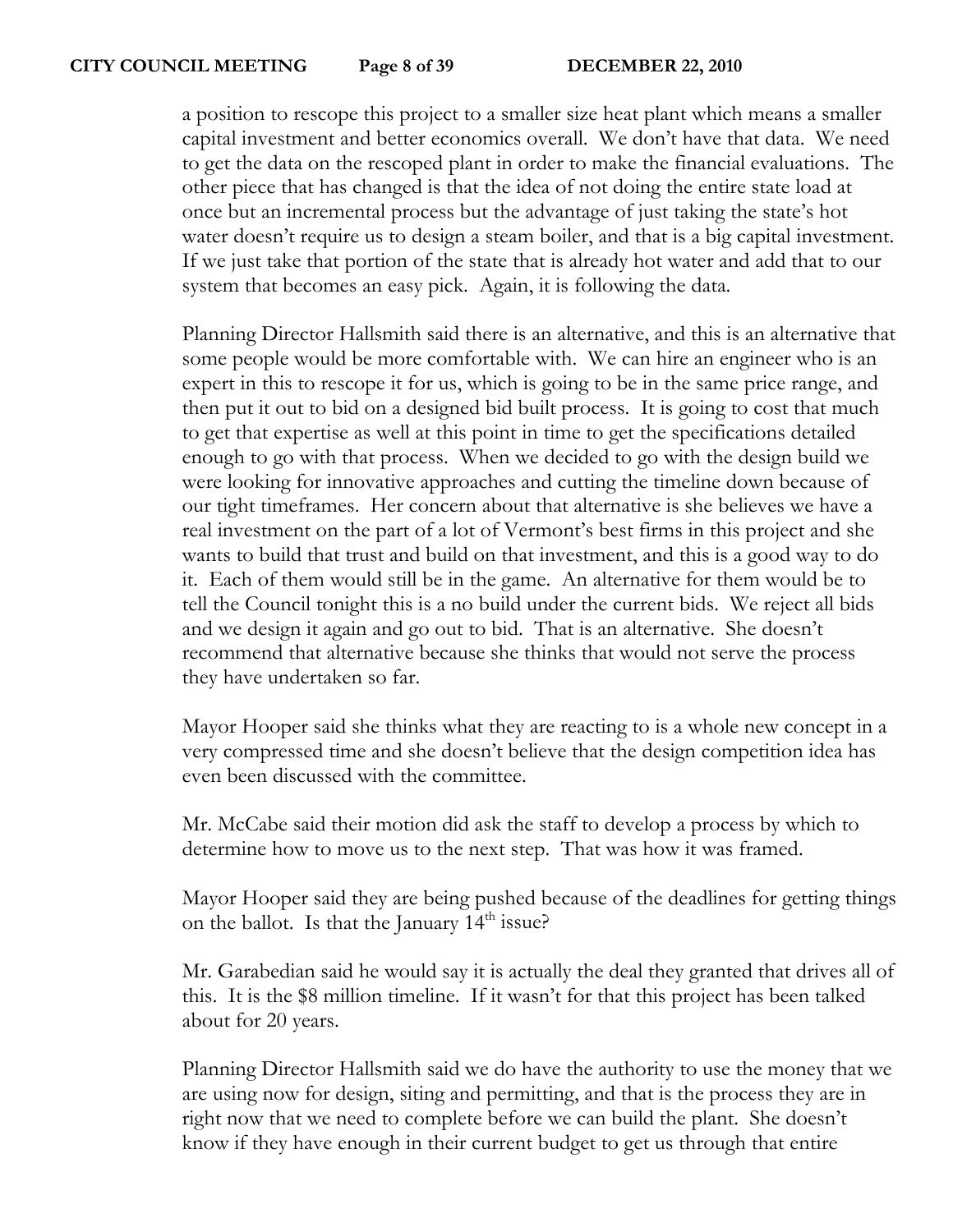a position to rescope this project to a smaller size heat plant which means a smaller capital investment and better economics overall. We don't have that data. We need to get the data on the rescoped plant in order to make the financial evaluations. The other piece that has changed is that the idea of not doing the entire state load at once but an incremental process but the advantage of just taking the state's hot water doesn't require us to design a steam boiler, and that is a big capital investment. If we just take that portion of the state that is already hot water and add that to our system that becomes an easy pick. Again, it is following the data.

Planning Director Hallsmith said there is an alternative, and this is an alternative that some people would be more comfortable with. We can hire an engineer who is an expert in this to rescope it for us, which is going to be in the same price range, and then put it out to bid on a designed bid built process. It is going to cost that much to get that expertise as well at this point in time to get the specifications detailed enough to go with that process. When we decided to go with the design build we were looking for innovative approaches and cutting the timeline down because of our tight timeframes. Her concern about that alternative is she believes we have a real investment on the part of a lot of Vermont's best firms in this project and she wants to build that trust and build on that investment, and this is a good way to do it. Each of them would still be in the game. An alternative for them would be to tell the Council tonight this is a no build under the current bids. We reject all bids and we design it again and go out to bid. That is an alternative. She doesn't recommend that alternative because she thinks that would not serve the process they have undertaken so far.

Mayor Hooper said she thinks what they are reacting to is a whole new concept in a very compressed time and she doesn't believe that the design competition idea has even been discussed with the committee.

Mr. McCabe said their motion did ask the staff to develop a process by which to determine how to move us to the next step. That was how it was framed.

Mayor Hooper said they are being pushed because of the deadlines for getting things on the ballot. Is that the January 14th issue?

Mr. Garabedian said he would say it is actually the deal they granted that drives all of this. It is the \$8 million timeline. If it wasn't for that this project has been talked about for 20 years.

Planning Director Hallsmith said we do have the authority to use the money that we are using now for design, siting and permitting, and that is the process they are in right now that we need to complete before we can build the plant. She doesn't know if they have enough in their current budget to get us through that entire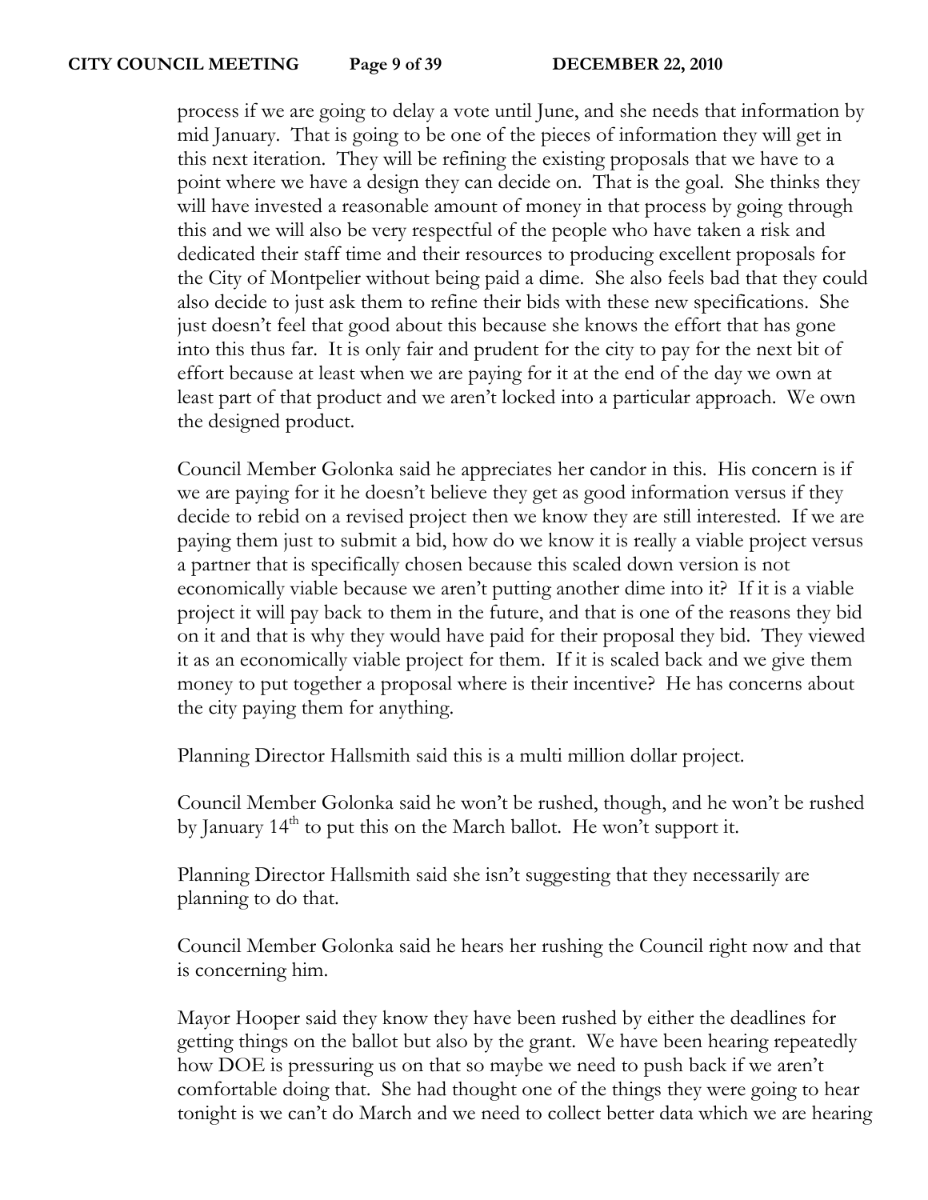process if we are going to delay a vote until June, and she needs that information by mid January. That is going to be one of the pieces of information they will get in this next iteration. They will be refining the existing proposals that we have to a point where we have a design they can decide on. That is the goal. She thinks they will have invested a reasonable amount of money in that process by going through this and we will also be very respectful of the people who have taken a risk and dedicated their staff time and their resources to producing excellent proposals for the City of Montpelier without being paid a dime. She also feels bad that they could also decide to just ask them to refine their bids with these new specifications. She just doesn't feel that good about this because she knows the effort that has gone into this thus far. It is only fair and prudent for the city to pay for the next bit of effort because at least when we are paying for it at the end of the day we own at least part of that product and we aren't locked into a particular approach. We own the designed product.

Council Member Golonka said he appreciates her candor in this. His concern is if we are paying for it he doesn't believe they get as good information versus if they decide to rebid on a revised project then we know they are still interested. If we are paying them just to submit a bid, how do we know it is really a viable project versus a partner that is specifically chosen because this scaled down version is not economically viable because we aren't putting another dime into it? If it is a viable project it will pay back to them in the future, and that is one of the reasons they bid on it and that is why they would have paid for their proposal they bid. They viewed it as an economically viable project for them. If it is scaled back and we give them money to put together a proposal where is their incentive? He has concerns about the city paying them for anything.

Planning Director Hallsmith said this is a multi million dollar project.

Council Member Golonka said he won't be rushed, though, and he won't be rushed by January 14th to put this on the March ballot. He won't support it.

Planning Director Hallsmith said she isn't suggesting that they necessarily are planning to do that.

Council Member Golonka said he hears her rushing the Council right now and that is concerning him.

Mayor Hooper said they know they have been rushed by either the deadlines for getting things on the ballot but also by the grant. We have been hearing repeatedly how DOE is pressuring us on that so maybe we need to push back if we aren't comfortable doing that. She had thought one of the things they were going to hear tonight is we can't do March and we need to collect better data which we are hearing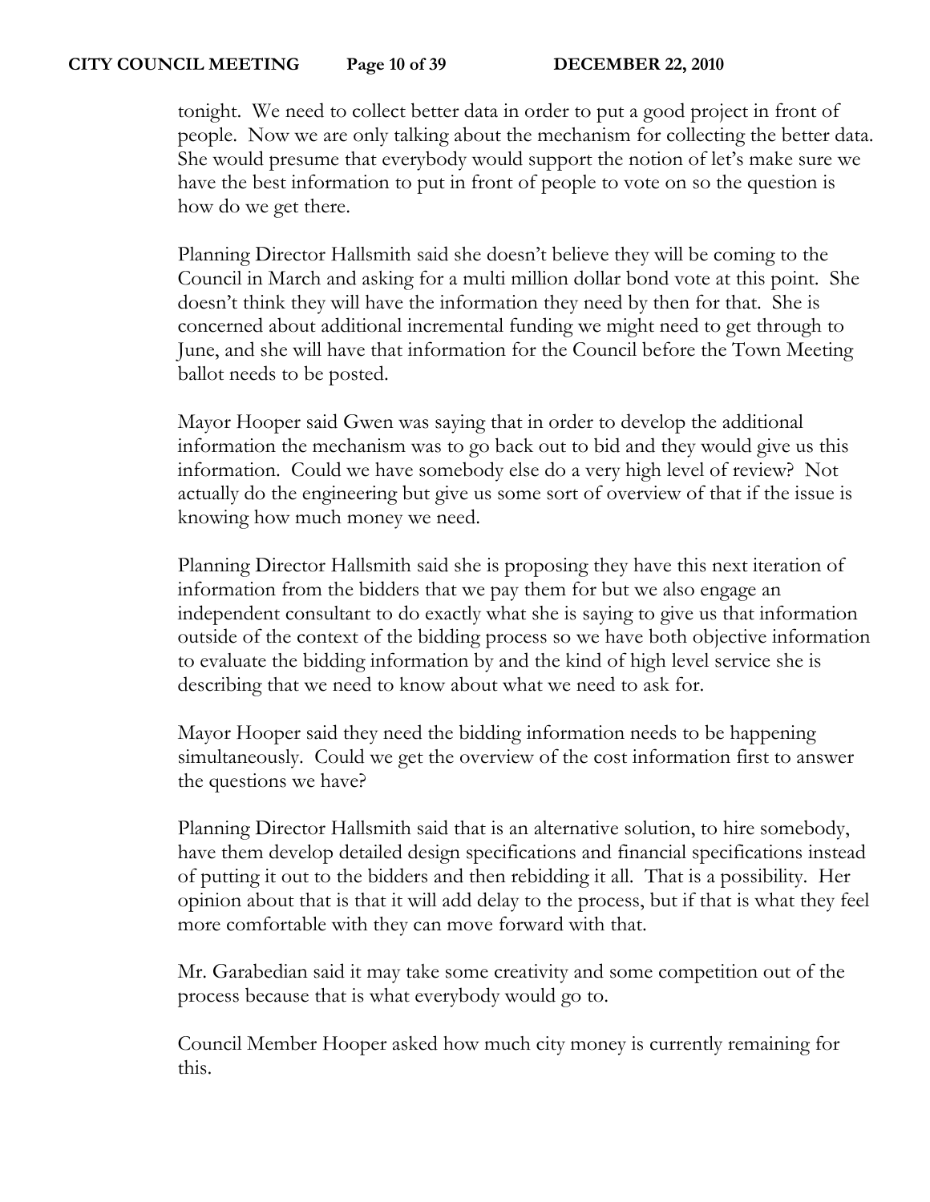tonight. We need to collect better data in order to put a good project in front of people. Now we are only talking about the mechanism for collecting the better data. She would presume that everybody would support the notion of let's make sure we have the best information to put in front of people to vote on so the question is how do we get there.

Planning Director Hallsmith said she doesn't believe they will be coming to the Council in March and asking for a multi million dollar bond vote at this point. She doesn't think they will have the information they need by then for that. She is concerned about additional incremental funding we might need to get through to June, and she will have that information for the Council before the Town Meeting ballot needs to be posted.

Mayor Hooper said Gwen was saying that in order to develop the additional information the mechanism was to go back out to bid and they would give us this information. Could we have somebody else do a very high level of review? Not actually do the engineering but give us some sort of overview of that if the issue is knowing how much money we need.

Planning Director Hallsmith said she is proposing they have this next iteration of information from the bidders that we pay them for but we also engage an independent consultant to do exactly what she is saying to give us that information outside of the context of the bidding process so we have both objective information to evaluate the bidding information by and the kind of high level service she is describing that we need to know about what we need to ask for.

Mayor Hooper said they need the bidding information needs to be happening simultaneously. Could we get the overview of the cost information first to answer the questions we have?

Planning Director Hallsmith said that is an alternative solution, to hire somebody, have them develop detailed design specifications and financial specifications instead of putting it out to the bidders and then rebidding it all. That is a possibility. Her opinion about that is that it will add delay to the process, but if that is what they feel more comfortable with they can move forward with that.

Mr. Garabedian said it may take some creativity and some competition out of the process because that is what everybody would go to.

Council Member Hooper asked how much city money is currently remaining for this.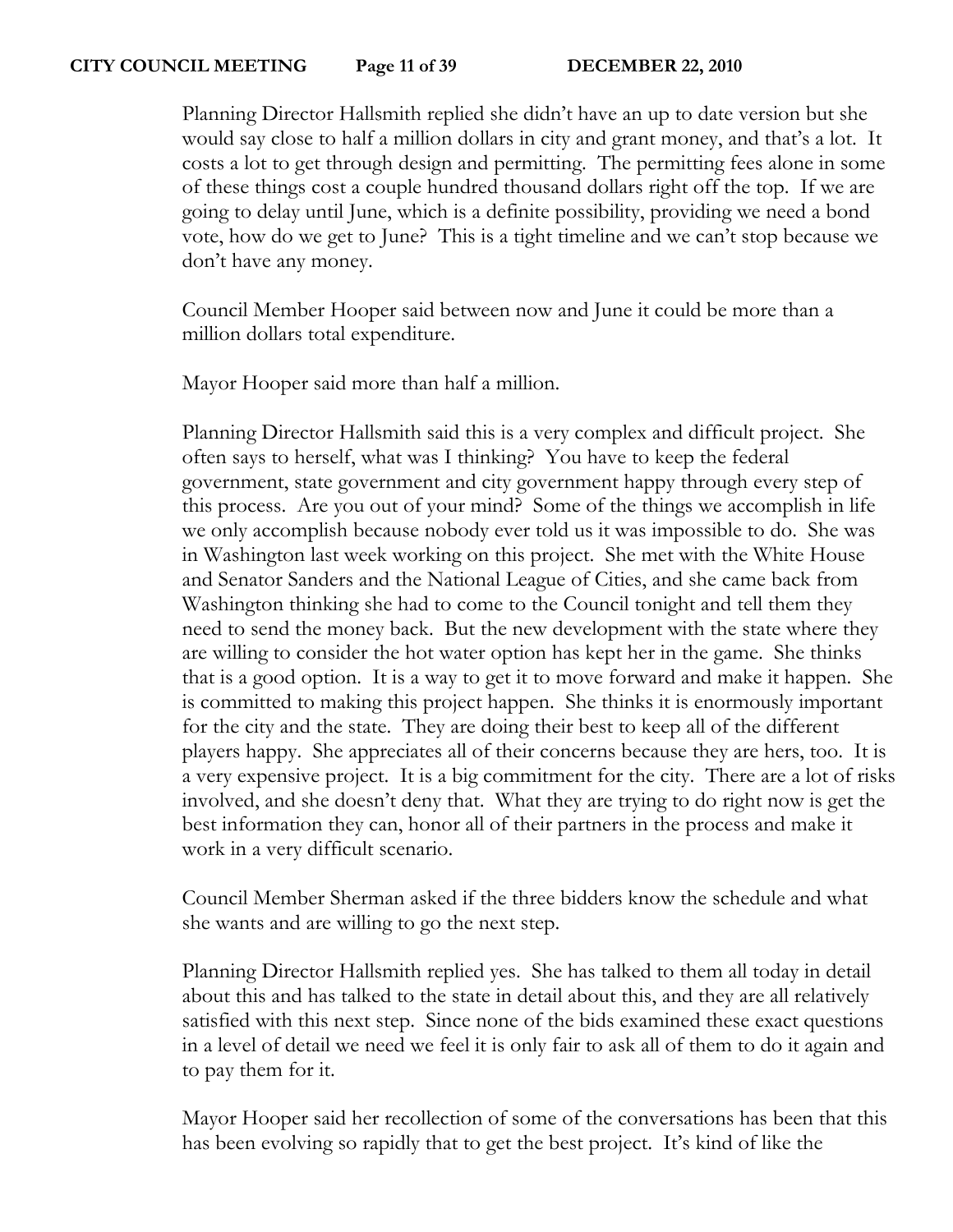Planning Director Hallsmith replied she didn't have an up to date version but she would say close to half a million dollars in city and grant money, and that's a lot. It costs a lot to get through design and permitting. The permitting fees alone in some of these things cost a couple hundred thousand dollars right off the top. If we are going to delay until June, which is a definite possibility, providing we need a bond vote, how do we get to June? This is a tight timeline and we can't stop because we don't have any money.

Council Member Hooper said between now and June it could be more than a million dollars total expenditure.

Mayor Hooper said more than half a million.

Planning Director Hallsmith said this is a very complex and difficult project. She often says to herself, what was I thinking? You have to keep the federal government, state government and city government happy through every step of this process. Are you out of your mind? Some of the things we accomplish in life we only accomplish because nobody ever told us it was impossible to do. She was in Washington last week working on this project. She met with the White House and Senator Sanders and the National League of Cities, and she came back from Washington thinking she had to come to the Council tonight and tell them they need to send the money back. But the new development with the state where they are willing to consider the hot water option has kept her in the game. She thinks that is a good option. It is a way to get it to move forward and make it happen. She is committed to making this project happen. She thinks it is enormously important for the city and the state. They are doing their best to keep all of the different players happy. She appreciates all of their concerns because they are hers, too. It is a very expensive project. It is a big commitment for the city. There are a lot of risks involved, and she doesn't deny that. What they are trying to do right now is get the best information they can, honor all of their partners in the process and make it work in a very difficult scenario.

Council Member Sherman asked if the three bidders know the schedule and what she wants and are willing to go the next step.

Planning Director Hallsmith replied yes. She has talked to them all today in detail about this and has talked to the state in detail about this, and they are all relatively satisfied with this next step. Since none of the bids examined these exact questions in a level of detail we need we feel it is only fair to ask all of them to do it again and to pay them for it.

Mayor Hooper said her recollection of some of the conversations has been that this has been evolving so rapidly that to get the best project. It's kind of like the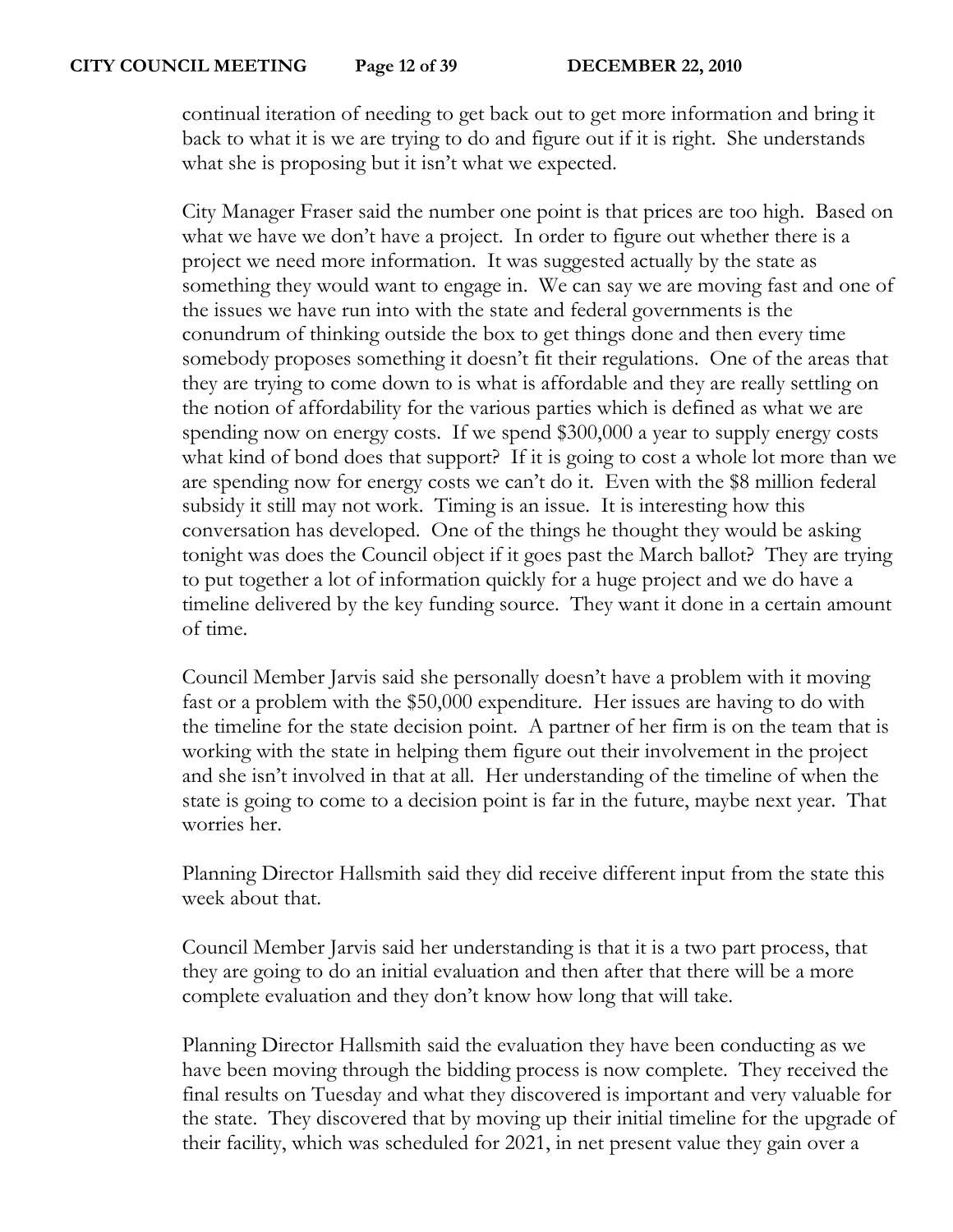continual iteration of needing to get back out to get more information and bring it back to what it is we are trying to do and figure out if it is right. She understands what she is proposing but it isn't what we expected.

City Manager Fraser said the number one point is that prices are too high. Based on what we have we don't have a project. In order to figure out whether there is a project we need more information. It was suggested actually by the state as something they would want to engage in. We can say we are moving fast and one of the issues we have run into with the state and federal governments is the conundrum of thinking outside the box to get things done and then every time somebody proposes something it doesn't fit their regulations. One of the areas that they are trying to come down to is what is affordable and they are really settling on the notion of affordability for the various parties which is defined as what we are spending now on energy costs. If we spend $300,000 a year to supply energy costs what kind of bond does that support? If it is going to cost a whole lot more than we are spending now for energy costs we can't do it. Even with the $8 million federal subsidy it still may not work. Timing is an issue. It is interesting how this conversation has developed. One of the things he thought they would be asking tonight was does the Council object if it goes past the March ballot? They are trying to put together a lot of information quickly for a huge project and we do have a timeline delivered by the key funding source. They want it done in a certain amount of time.

Council Member Jarvis said she personally doesn't have a problem with it moving fast or a problem with the $50,000 expenditure. Her issues are having to do with the timeline for the state decision point. A partner of her firm is on the team that is working with the state in helping them figure out their involvement in the project and she isn't involved in that at all. Her understanding of the timeline of when the state is going to come to a decision point is far in the future, maybe next year. That worries her.

Planning Director Hallsmith said they did receive different input from the state this week about that.

Council Member Jarvis said her understanding is that it is a two part process, that they are going to do an initial evaluation and then after that there will be a more complete evaluation and they don't know how long that will take.

Planning Director Hallsmith said the evaluation they have been conducting as we have been moving through the bidding process is now complete. They received the final results on Tuesday and what they discovered is important and very valuable for the state. They discovered that by moving up their initial timeline for the upgrade of their facility, which was scheduled for 2021, in net present value they gain over a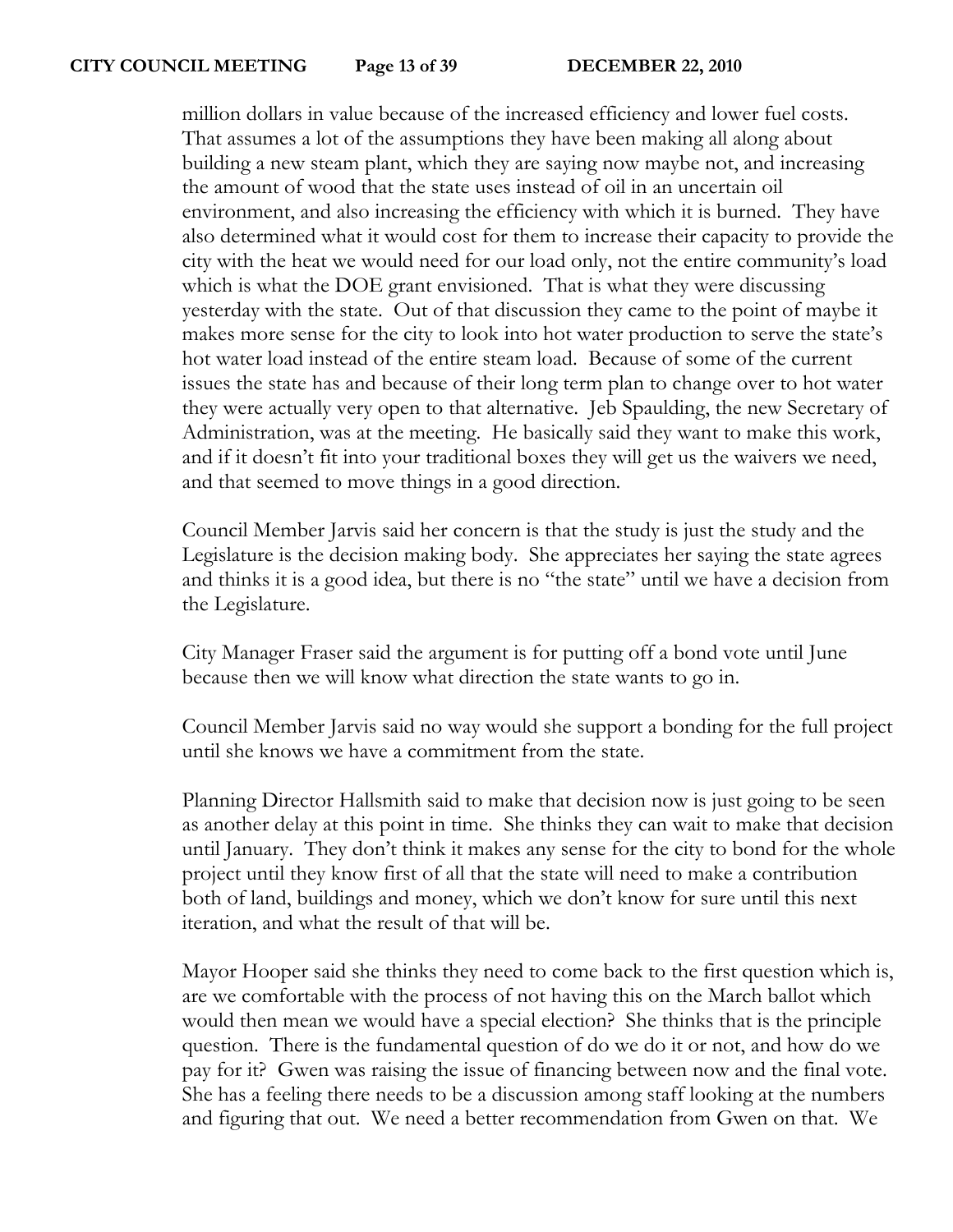million dollars in value because of the increased efficiency and lower fuel costs. That assumes a lot of the assumptions they have been making all along about building a new steam plant, which they are saying now maybe not, and increasing the amount of wood that the state uses instead of oil in an uncertain oil environment, and also increasing the efficiency with which it is burned. They have also determined what it would cost for them to increase their capacity to provide the city with the heat we would need for our load only, not the entire community's load which is what the DOE grant envisioned. That is what they were discussing yesterday with the state. Out of that discussion they came to the point of maybe it makes more sense for the city to look into hot water production to serve the state's hot water load instead of the entire steam load. Because of some of the current issues the state has and because of their long term plan to change over to hot water they were actually very open to that alternative. Jeb Spaulding, the new Secretary of Administration, was at the meeting. He basically said they want to make this work, and if it doesn't fit into your traditional boxes they will get us the waivers we need, and that seemed to move things in a good direction.

Council Member Jarvis said her concern is that the study is just the study and the Legislature is the decision making body. She appreciates her saying the state agrees and thinks it is a good idea, but there is no "the state" until we have a decision from the Legislature.

City Manager Fraser said the argument is for putting off a bond vote until June because then we will know what direction the state wants to go in.

Council Member Jarvis said no way would she support a bonding for the full project until she knows we have a commitment from the state.

Planning Director Hallsmith said to make that decision now is just going to be seen as another delay at this point in time. She thinks they can wait to make that decision until January. They don't think it makes any sense for the city to bond for the whole project until they know first of all that the state will need to make a contribution both of land, buildings and money, which we don't know for sure until this next iteration, and what the result of that will be.

Mayor Hooper said she thinks they need to come back to the first question which is, are we comfortable with the process of not having this on the March ballot which would then mean we would have a special election? She thinks that is the principle question. There is the fundamental question of do we do it or not, and how do we pay for it? Gwen was raising the issue of financing between now and the final vote. She has a feeling there needs to be a discussion among staff looking at the numbers and figuring that out. We need a better recommendation from Gwen on that. We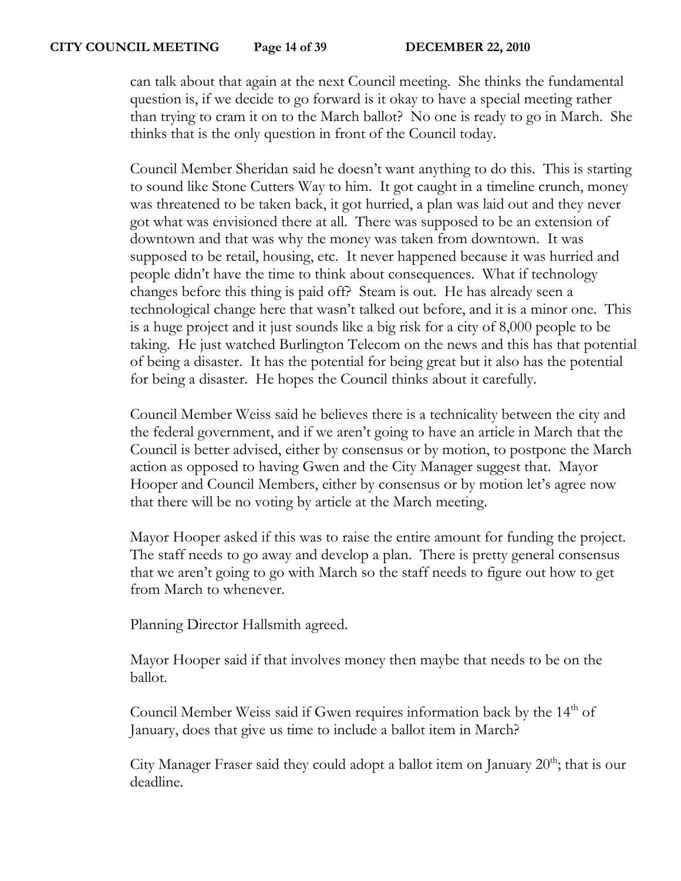can talk about that again at the next Council meeting. She thinks the fundamental question is, if we decide to go forward is it okay to have a special meeting rather than trying to cram it on to the March ballot? No one is ready to go in March. She thinks that is the only question in front of the Council today.

Council Member Sheridan said he doesn't want anything to do this. This is starting to sound like Stone Cutters Way to him. It got caught in a timeline crunch, money was threatened to be taken back, it got hurried, a plan was laid out and they never got what was envisioned there at all. There was supposed to be an extension of downtown and that was why the money was taken from downtown. It was supposed to be retail, housing, etc. It never happened because it was hurried and people didn't have the time to think about consequences. What if technology changes before this thing is paid off? Steam is out. He has already seen a technological change here that wasn't talked out before, and it is a minor one. This is a huge project and it just sounds like a big risk for a city of 8,000 people to be taking. He just watched Burlington Telecom on the news and this has that potential of being a disaster. It has the potential for being great but it also has the potential for being a disaster. He hopes the Council thinks about it carefully.

Council Member Weiss said he believes there is a technicality between the city and the federal government, and if we aren't going to have an article in March that the Council is better advised, either by consensus or by motion, to postpone the March action as opposed to having Gwen and the City Manager suggest that. Mayor Hooper and Council Members, either by consensus or by motion let's agree now that there will be no voting by article at the March meeting.

Mayor Hooper asked if this was to raise the entire amount for funding the project. The staff needs to go away and develop a plan. There is pretty general consensus that we aren't going to go with March so the staff needs to figure out how to get from March to whenever.

Planning Director Hallsmith agreed.

Mayor Hooper said if that involves money then maybe that needs to be on the ballot.

Council Member Weiss said if Gwen requires information back by the 14th of January, does that give us time to include a ballot item in March?

City Manager Fraser said they could adopt a ballot item on January 20th; that is our deadline.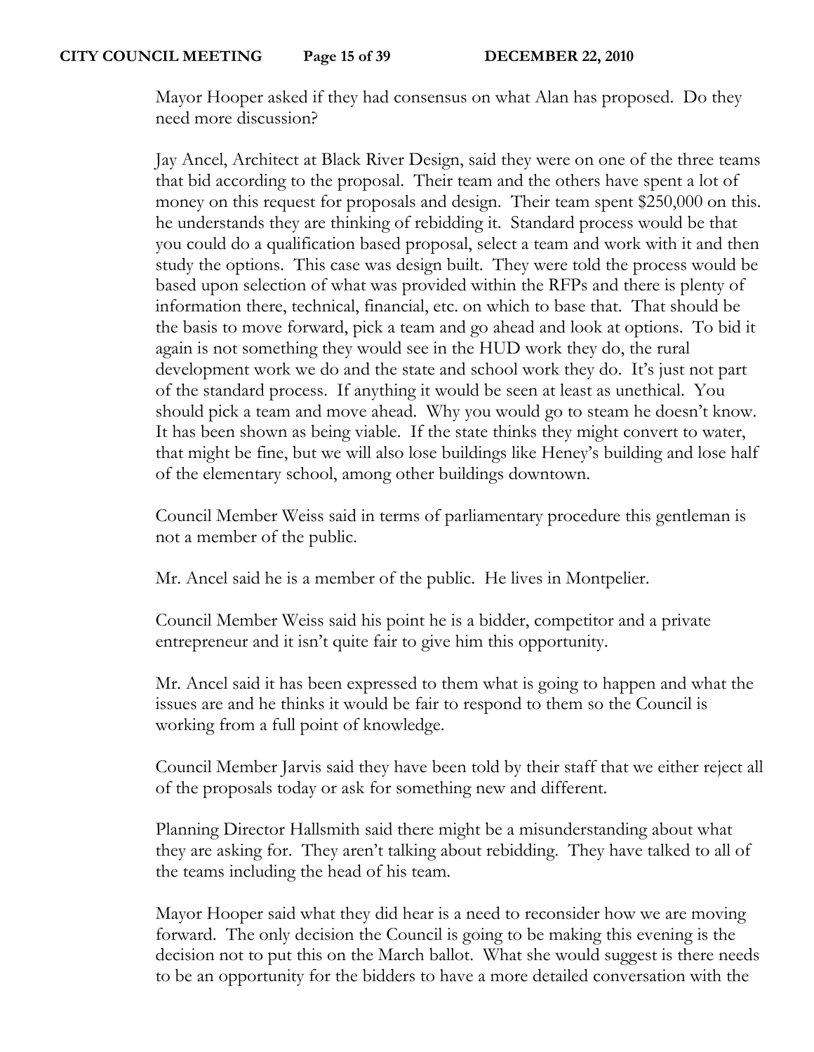Mayor Hooper asked if they had consensus on what Alan has proposed. Do they need more discussion?

Jay Ancel, Architect at Black River Design, said they were on one of the three teams that bid according to the proposal. Their team and the others have spent a lot of money on this request for proposals and design. Their team spent $250,000 on this. he understands they are thinking of rebidding it. Standard process would be that you could do a qualification based proposal, select a team and work with it and then study the options. This case was design built. They were told the process would be based upon selection of what was provided within the RFPs and there is plenty of information there, technical, financial, etc. on which to base that. That should be the basis to move forward, pick a team and go ahead and look at options. To bid it again is not something they would see in the HUD work they do, the rural development work we do and the state and school work they do. It's just not part of the standard process. If anything it would be seen at least as unethical. You should pick a team and move ahead. Why you would go to steam he doesn't know. It has been shown as being viable. If the state thinks they might convert to water, that might be fine, but we will also lose buildings like Heney's building and lose half of the elementary school, among other buildings downtown.

Council Member Weiss said in terms of parliamentary procedure this gentleman is not a member of the public.

Mr. Ancel said he is a member of the public. He lives in Montpelier.

Council Member Weiss said his point he is a bidder, competitor and a private entrepreneur and it isn't quite fair to give him this opportunity.

Mr. Ancel said it has been expressed to them what is going to happen and what the issues are and he thinks it would be fair to respond to them so the Council is working from a full point of knowledge.

Council Member Jarvis said they have been told by their staff that we either reject all of the proposals today or ask for something new and different.

Planning Director Hallsmith said there might be a misunderstanding about what they are asking for. They aren't talking about rebidding. They have talked to all of the teams including the head of his team.

Mayor Hooper said what they did hear is a need to reconsider how we are moving forward. The only decision the Council is going to be making this evening is the decision not to put this on the March ballot. What she would suggest is there needs to be an opportunity for the bidders to have a more detailed conversation with the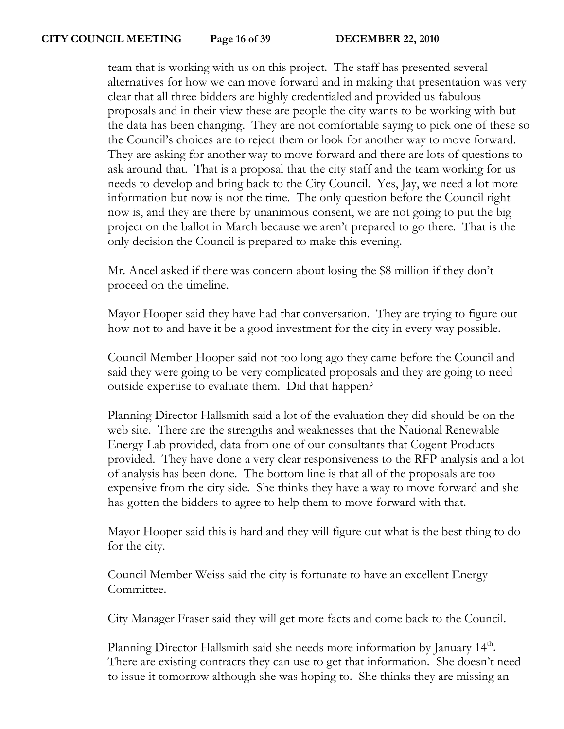team that is working with us on this project. The staff has presented several alternatives for how we can move forward and in making that presentation was very clear that all three bidders are highly credentialed and provided us fabulous proposals and in their view these are people the city wants to be working with but the data has been changing. They are not comfortable saying to pick one of these so the Council's choices are to reject them or look for another way to move forward. They are asking for another way to move forward and there are lots of questions to ask around that. That is a proposal that the city staff and the team working for us needs to develop and bring back to the City Council. Yes, Jay, we need a lot more information but now is not the time. The only question before the Council right now is, and they are there by unanimous consent, we are not going to put the big project on the ballot in March because we aren't prepared to go there. That is the only decision the Council is prepared to make this evening.

Mr. Ancel asked if there was concern about losing the $8 million if they don't proceed on the timeline.

Mayor Hooper said they have had that conversation. They are trying to figure out how not to and have it be a good investment for the city in every way possible.

Council Member Hooper said not too long ago they came before the Council and said they were going to be very complicated proposals and they are going to need outside expertise to evaluate them. Did that happen?

Planning Director Hallsmith said a lot of the evaluation they did should be on the web site. There are the strengths and weaknesses that the National Renewable Energy Lab provided, data from one of our consultants that Cogent Products provided. They have done a very clear responsiveness to the RFP analysis and a lot of analysis has been done. The bottom line is that all of the proposals are too expensive from the city side. She thinks they have a way to move forward and she has gotten the bidders to agree to help them to move forward with that.

Mayor Hooper said this is hard and they will figure out what is the best thing to do for the city.

Council Member Weiss said the city is fortunate to have an excellent Energy Committee.

City Manager Fraser said they will get more facts and come back to the Council.

Planning Director Hallsmith said she needs more information by January 14th. There are existing contracts they can use to get that information. She doesn't need to issue it tomorrow although she was hoping to. She thinks they are missing an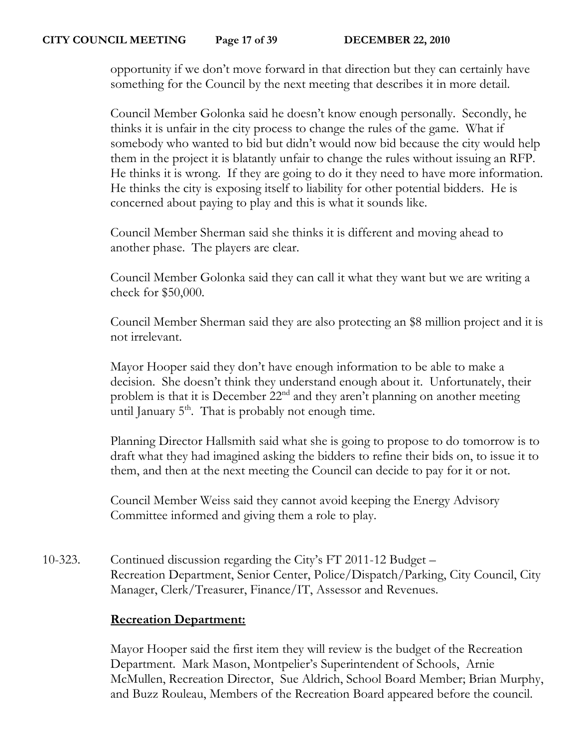opportunity if we don't move forward in that direction but they can certainly have something for the Council by the next meeting that describes it in more detail.

Council Member Golonka said he doesn't know enough personally. Secondly, he thinks it is unfair in the city process to change the rules of the game. What if somebody who wanted to bid but didn't would now bid because the city would help them in the project it is blatantly unfair to change the rules without issuing an RFP. He thinks it is wrong. If they are going to do it they need to have more information. He thinks the city is exposing itself to liability for other potential bidders. He is concerned about paying to play and this is what it sounds like.

Council Member Sherman said she thinks it is different and moving ahead to another phase. The players are clear.

Council Member Golonka said they can call it what they want but we are writing a check for $50,000.

Council Member Sherman said they are also protecting an $8 million project and it is not irrelevant.

Mayor Hooper said they don't have enough information to be able to make a decision. She doesn't think they understand enough about it. Unfortunately, their problem is that it is December 22nd and they aren't planning on another meeting until January 5th. That is probably not enough time.

Planning Director Hallsmith said what she is going to propose to do tomorrow is to draft what they had imagined asking the bidders to refine their bids on, to issue it to them, and then at the next meeting the Council can decide to pay for it or not.

Council Member Weiss said they cannot avoid keeping the Energy Advisory Committee informed and giving them a role to play.

10-323. Continued discussion regarding the City's FT 2011-12 Budget – Recreation Department, Senior Center, Police/Dispatch/Parking, City Council, City Manager, Clerk/Treasurer, Finance/IT, Assessor and Revenues.

**Recreation Department:**

Mayor Hooper said the first item they will review is the budget of the Recreation Department. Mark Mason, Montpelier's Superintendent of Schools, Arnie McMullen, Recreation Director, Sue Aldrich, School Board Member; Brian Murphy, and Buzz Rouleau, Members of the Recreation Board appeared before the council.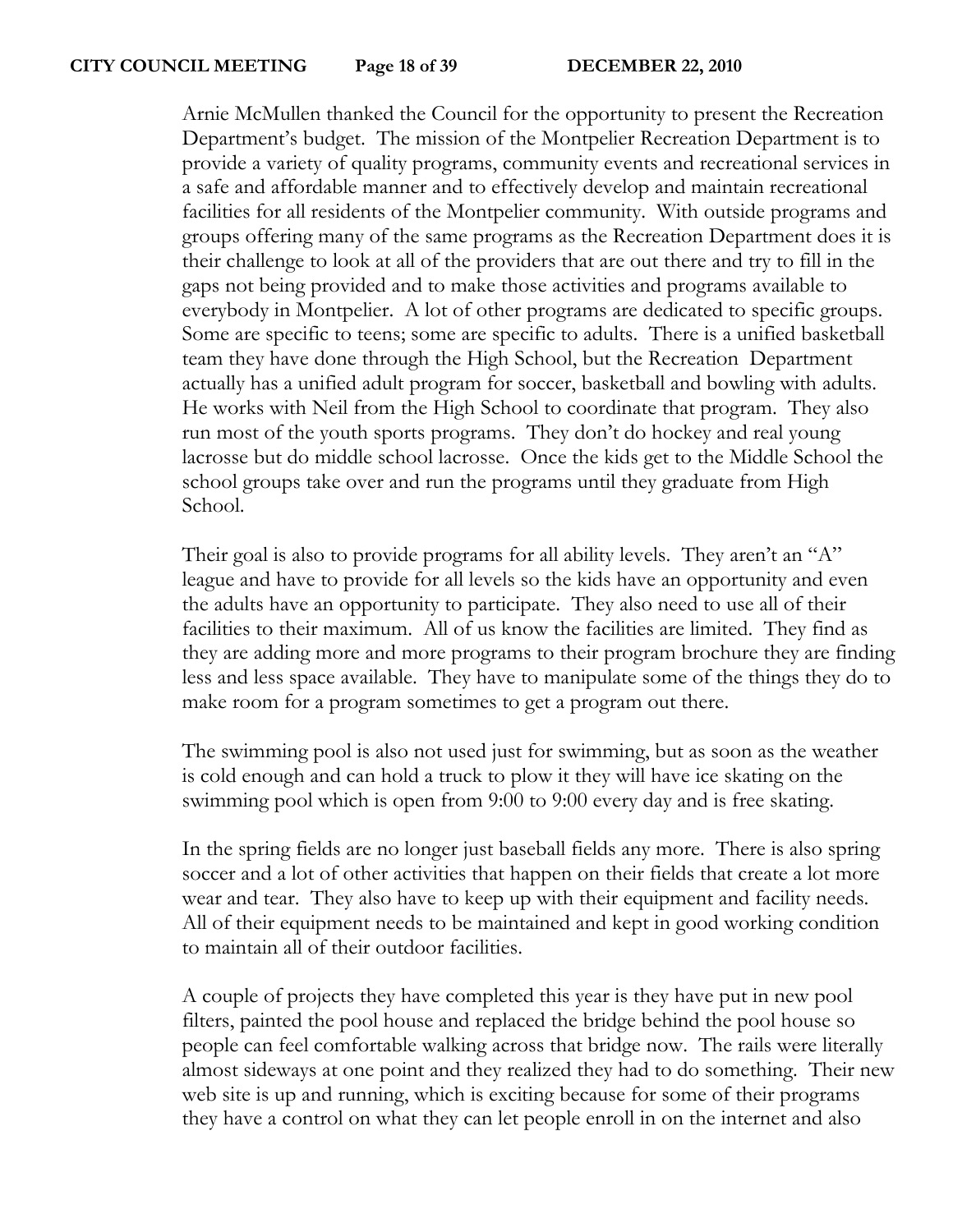Arnie McMullen thanked the Council for the opportunity to present the Recreation Department's budget. The mission of the Montpelier Recreation Department is to provide a variety of quality programs, community events and recreational services in a safe and affordable manner and to effectively develop and maintain recreational facilities for all residents of the Montpelier community. With outside programs and groups offering many of the same programs as the Recreation Department does it is their challenge to look at all of the providers that are out there and try to fill in the gaps not being provided and to make those activities and programs available to everybody in Montpelier. A lot of other programs are dedicated to specific groups. Some are specific to teens; some are specific to adults. There is a unified basketball team they have done through the High School, but the Recreation Department actually has a unified adult program for soccer, basketball and bowling with adults. He works with Neil from the High School to coordinate that program. They also run most of the youth sports programs. They don't do hockey and real young lacrosse but do middle school lacrosse. Once the kids get to the Middle School the school groups take over and run the programs until they graduate from High School.

Their goal is also to provide programs for all ability levels. They aren't an "A" league and have to provide for all levels so the kids have an opportunity and even the adults have an opportunity to participate. They also need to use all of their facilities to their maximum. All of us know the facilities are limited. They find as they are adding more and more programs to their program brochure they are finding less and less space available. They have to manipulate some of the things they do to make room for a program sometimes to get a program out there.

The swimming pool is also not used just for swimming, but as soon as the weather is cold enough and can hold a truck to plow it they will have ice skating on the swimming pool which is open from 9:00 to 9:00 every day and is free skating.

In the spring fields are no longer just baseball fields any more. There is also spring soccer and a lot of other activities that happen on their fields that create a lot more wear and tear. They also have to keep up with their equipment and facility needs. All of their equipment needs to be maintained and kept in good working condition to maintain all of their outdoor facilities.

A couple of projects they have completed this year is they have put in new pool filters, painted the pool house and replaced the bridge behind the pool house so people can feel comfortable walking across that bridge now. The rails were literally almost sideways at one point and they realized they had to do something. Their new web site is up and running, which is exciting because for some of their programs they have a control on what they can let people enroll in on the internet and also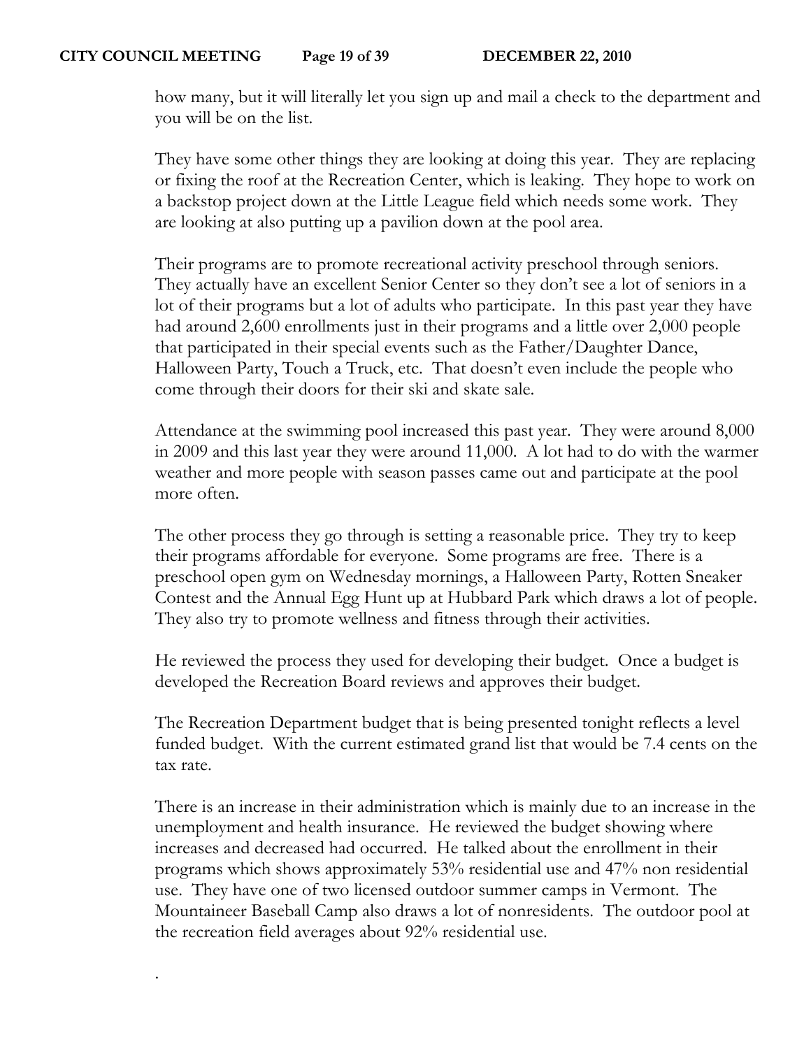how many, but it will literally let you sign up and mail a check to the department and you will be on the list.

They have some other things they are looking at doing this year. They are replacing or fixing the roof at the Recreation Center, which is leaking. They hope to work on a backstop project down at the Little League field which needs some work. They are looking at also putting up a pavilion down at the pool area.

Their programs are to promote recreational activity preschool through seniors. They actually have an excellent Senior Center so they don't see a lot of seniors in a lot of their programs but a lot of adults who participate. In this past year they have had around 2,600 enrollments just in their programs and a little over 2,000 people that participated in their special events such as the Father/Daughter Dance, Halloween Party, Touch a Truck, etc. That doesn't even include the people who come through their doors for their ski and skate sale.

Attendance at the swimming pool increased this past year. They were around 8,000 in 2009 and this last year they were around 11,000. A lot had to do with the warmer weather and more people with season passes came out and participate at the pool more often.

The other process they go through is setting a reasonable price. They try to keep their programs affordable for everyone. Some programs are free. There is a preschool open gym on Wednesday mornings, a Halloween Party, Rotten Sneaker Contest and the Annual Egg Hunt up at Hubbard Park which draws a lot of people. They also try to promote wellness and fitness through their activities.

He reviewed the process they used for developing their budget. Once a budget is developed the Recreation Board reviews and approves their budget.

The Recreation Department budget that is being presented tonight reflects a level funded budget. With the current estimated grand list that would be 7.4 cents on the tax rate.

There is an increase in their administration which is mainly due to an increase in the unemployment and health insurance. He reviewed the budget showing where increases and decreased had occurred. He talked about the enrollment in their programs which shows approximately 53% residential use and 47% non residential use. They have one of two licensed outdoor summer camps in Vermont. The Mountaineer Baseball Camp also draws a lot of nonresidents. The outdoor pool at the recreation field averages about 92% residential use.

.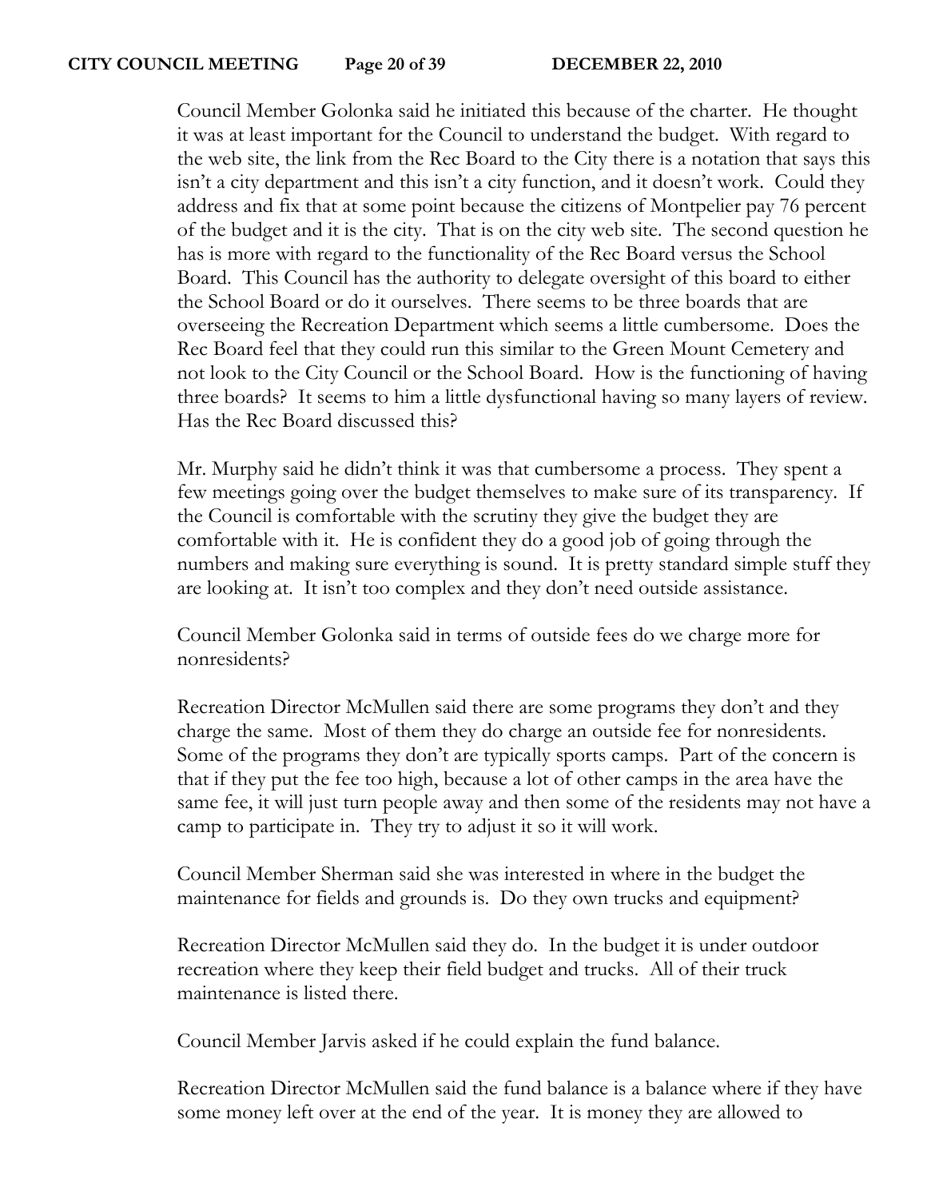Council Member Golonka said he initiated this because of the charter. He thought it was at least important for the Council to understand the budget. With regard to the web site, the link from the Rec Board to the City there is a notation that says this isn't a city department and this isn't a city function, and it doesn't work. Could they address and fix that at some point because the citizens of Montpelier pay 76 percent of the budget and it is the city. That is on the city web site. The second question he has is more with regard to the functionality of the Rec Board versus the School Board. This Council has the authority to delegate oversight of this board to either the School Board or do it ourselves. There seems to be three boards that are overseeing the Recreation Department which seems a little cumbersome. Does the Rec Board feel that they could run this similar to the Green Mount Cemetery and not look to the City Council or the School Board. How is the functioning of having three boards? It seems to him a little dysfunctional having so many layers of review. Has the Rec Board discussed this?

Mr. Murphy said he didn't think it was that cumbersome a process. They spent a few meetings going over the budget themselves to make sure of its transparency. If the Council is comfortable with the scrutiny they give the budget they are comfortable with it. He is confident they do a good job of going through the numbers and making sure everything is sound. It is pretty standard simple stuff they are looking at. It isn't too complex and they don't need outside assistance.

Council Member Golonka said in terms of outside fees do we charge more for nonresidents?

Recreation Director McMullen said there are some programs they don't and they charge the same. Most of them they do charge an outside fee for nonresidents. Some of the programs they don't are typically sports camps. Part of the concern is that if they put the fee too high, because a lot of other camps in the area have the same fee, it will just turn people away and then some of the residents may not have a camp to participate in. They try to adjust it so it will work.

Council Member Sherman said she was interested in where in the budget the maintenance for fields and grounds is. Do they own trucks and equipment?

Recreation Director McMullen said they do. In the budget it is under outdoor recreation where they keep their field budget and trucks. All of their truck maintenance is listed there.

Council Member Jarvis asked if he could explain the fund balance.

Recreation Director McMullen said the fund balance is a balance where if they have some money left over at the end of the year. It is money they are allowed to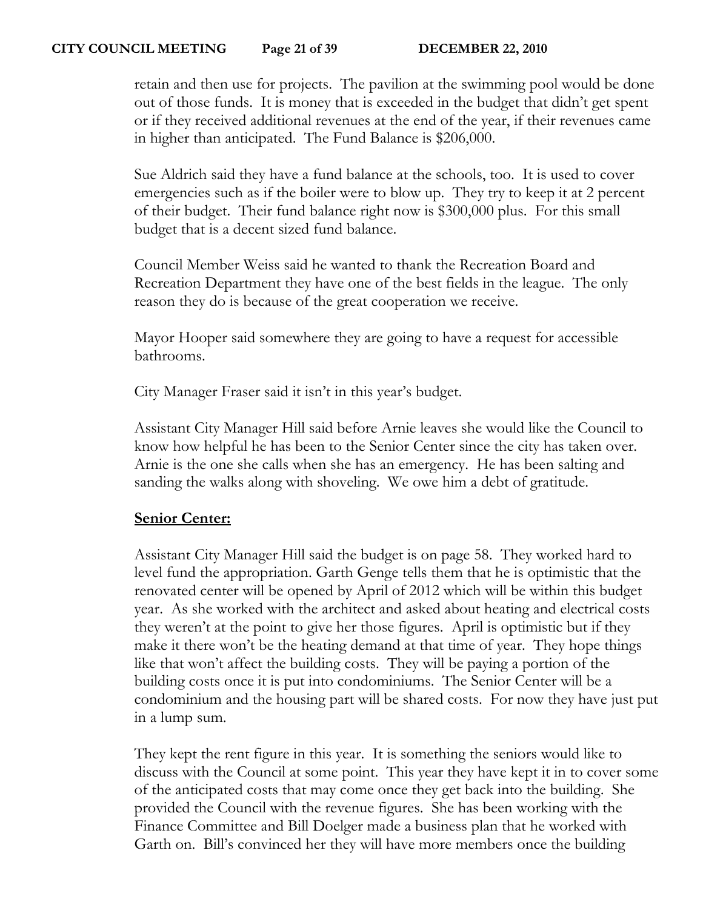retain and then use for projects. The pavilion at the swimming pool would be done out of those funds. It is money that is exceeded in the budget that didn't get spent or if they received additional revenues at the end of the year, if their revenues came in higher than anticipated. The Fund Balance is $206,000.

Sue Aldrich said they have a fund balance at the schools, too. It is used to cover emergencies such as if the boiler were to blow up. They try to keep it at 2 percent of their budget. Their fund balance right now is $300,000 plus. For this small budget that is a decent sized fund balance.

Council Member Weiss said he wanted to thank the Recreation Board and Recreation Department they have one of the best fields in the league. The only reason they do is because of the great cooperation we receive.

Mayor Hooper said somewhere they are going to have a request for accessible bathrooms.

City Manager Fraser said it isn't in this year's budget.

Assistant City Manager Hill said before Arnie leaves she would like the Council to know how helpful he has been to the Senior Center since the city has taken over. Arnie is the one she calls when she has an emergency. He has been salting and sanding the walks along with shoveling. We owe him a debt of gratitude.

**Senior Center:**

Assistant City Manager Hill said the budget is on page 58. They worked hard to level fund the appropriation. Garth Genge tells them that he is optimistic that the renovated center will be opened by April of 2012 which will be within this budget year. As she worked with the architect and asked about heating and electrical costs they weren't at the point to give her those figures. April is optimistic but if they make it there won't be the heating demand at that time of year. They hope things like that won't affect the building costs. They will be paying a portion of the building costs once it is put into condominiums. The Senior Center will be a condominium and the housing part will be shared costs. For now they have just put in a lump sum.

They kept the rent figure in this year. It is something the seniors would like to discuss with the Council at some point. This year they have kept it in to cover some of the anticipated costs that may come once they get back into the building. She provided the Council with the revenue figures. She has been working with the Finance Committee and Bill Doelger made a business plan that he worked with Garth on. Bill's convinced her they will have more members once the building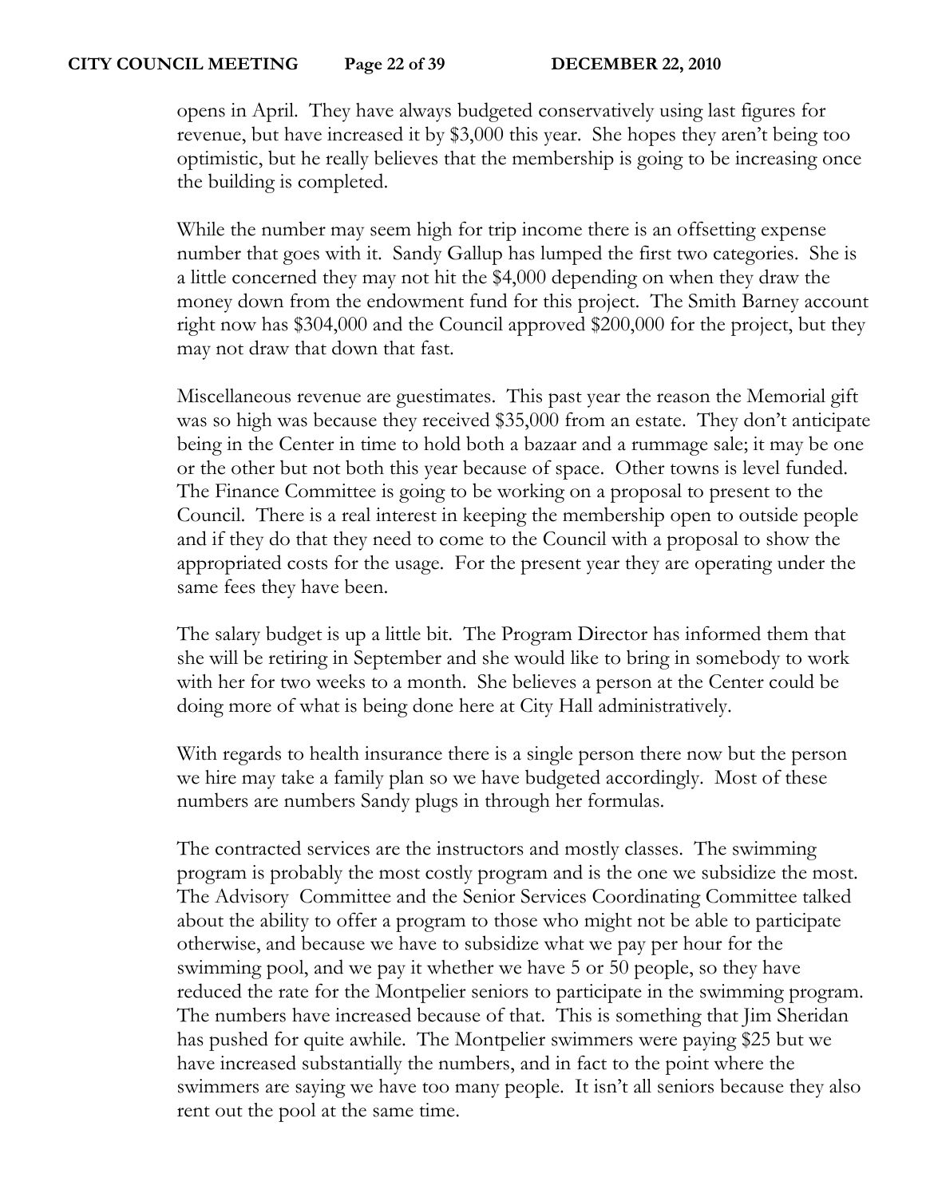opens in April. They have always budgeted conservatively using last figures for revenue, but have increased it by $3,000 this year. She hopes they aren't being too optimistic, but he really believes that the membership is going to be increasing once the building is completed.

While the number may seem high for trip income there is an offsetting expense number that goes with it. Sandy Gallup has lumped the first two categories. She is a little concerned they may not hit the $4,000 depending on when they draw the money down from the endowment fund for this project. The Smith Barney account right now has $304,000 and the Council approved $200,000 for the project, but they may not draw that down that fast.

Miscellaneous revenue are guestimates. This past year the reason the Memorial gift was so high was because they received $35,000 from an estate. They don't anticipate being in the Center in time to hold both a bazaar and a rummage sale; it may be one or the other but not both this year because of space. Other towns is level funded. The Finance Committee is going to be working on a proposal to present to the Council. There is a real interest in keeping the membership open to outside people and if they do that they need to come to the Council with a proposal to show the appropriated costs for the usage. For the present year they are operating under the same fees they have been.

The salary budget is up a little bit. The Program Director has informed them that she will be retiring in September and she would like to bring in somebody to work with her for two weeks to a month. She believes a person at the Center could be doing more of what is being done here at City Hall administratively.

With regards to health insurance there is a single person there now but the person we hire may take a family plan so we have budgeted accordingly. Most of these numbers are numbers Sandy plugs in through her formulas.

The contracted services are the instructors and mostly classes. The swimming program is probably the most costly program and is the one we subsidize the most. The Advisory Committee and the Senior Services Coordinating Committee talked about the ability to offer a program to those who might not be able to participate otherwise, and because we have to subsidize what we pay per hour for the swimming pool, and we pay it whether we have 5 or 50 people, so they have reduced the rate for the Montpelier seniors to participate in the swimming program. The numbers have increased because of that. This is something that Jim Sheridan has pushed for quite awhile. The Montpelier swimmers were paying $25 but we have increased substantially the numbers, and in fact to the point where the swimmers are saying we have too many people. It isn't all seniors because they also rent out the pool at the same time.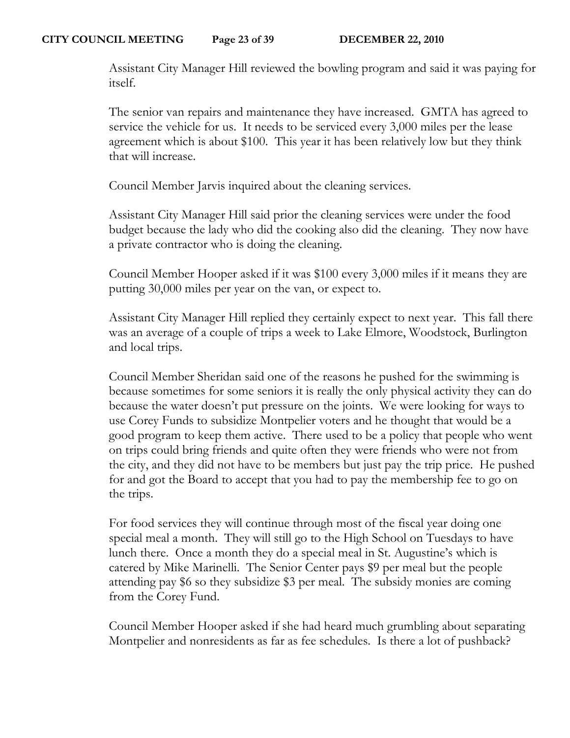Assistant City Manager Hill reviewed the bowling program and said it was paying for itself.

The senior van repairs and maintenance they have increased. GMTA has agreed to service the vehicle for us. It needs to be serviced every 3,000 miles per the lease agreement which is about $100. This year it has been relatively low but they think that will increase.

Council Member Jarvis inquired about the cleaning services.

Assistant City Manager Hill said prior the cleaning services were under the food budget because the lady who did the cooking also did the cleaning. They now have a private contractor who is doing the cleaning.

Council Member Hooper asked if it was $100 every 3,000 miles if it means they are putting 30,000 miles per year on the van, or expect to.

Assistant City Manager Hill replied they certainly expect to next year. This fall there was an average of a couple of trips a week to Lake Elmore, Woodstock, Burlington and local trips.

Council Member Sheridan said one of the reasons he pushed for the swimming is because sometimes for some seniors it is really the only physical activity they can do because the water doesn't put pressure on the joints. We were looking for ways to use Corey Funds to subsidize Montpelier voters and he thought that would be a good program to keep them active. There used to be a policy that people who went on trips could bring friends and quite often they were friends who were not from the city, and they did not have to be members but just pay the trip price. He pushed for and got the Board to accept that you had to pay the membership fee to go on the trips.

For food services they will continue through most of the fiscal year doing one special meal a month. They will still go to the High School on Tuesdays to have lunch there. Once a month they do a special meal in St. Augustine's which is catered by Mike Marinelli. The Senior Center pays $9 per meal but the people attending pay $6 so they subsidize $3 per meal. The subsidy monies are coming from the Corey Fund.

Council Member Hooper asked if she had heard much grumbling about separating Montpelier and nonresidents as far as fee schedules. Is there a lot of pushback?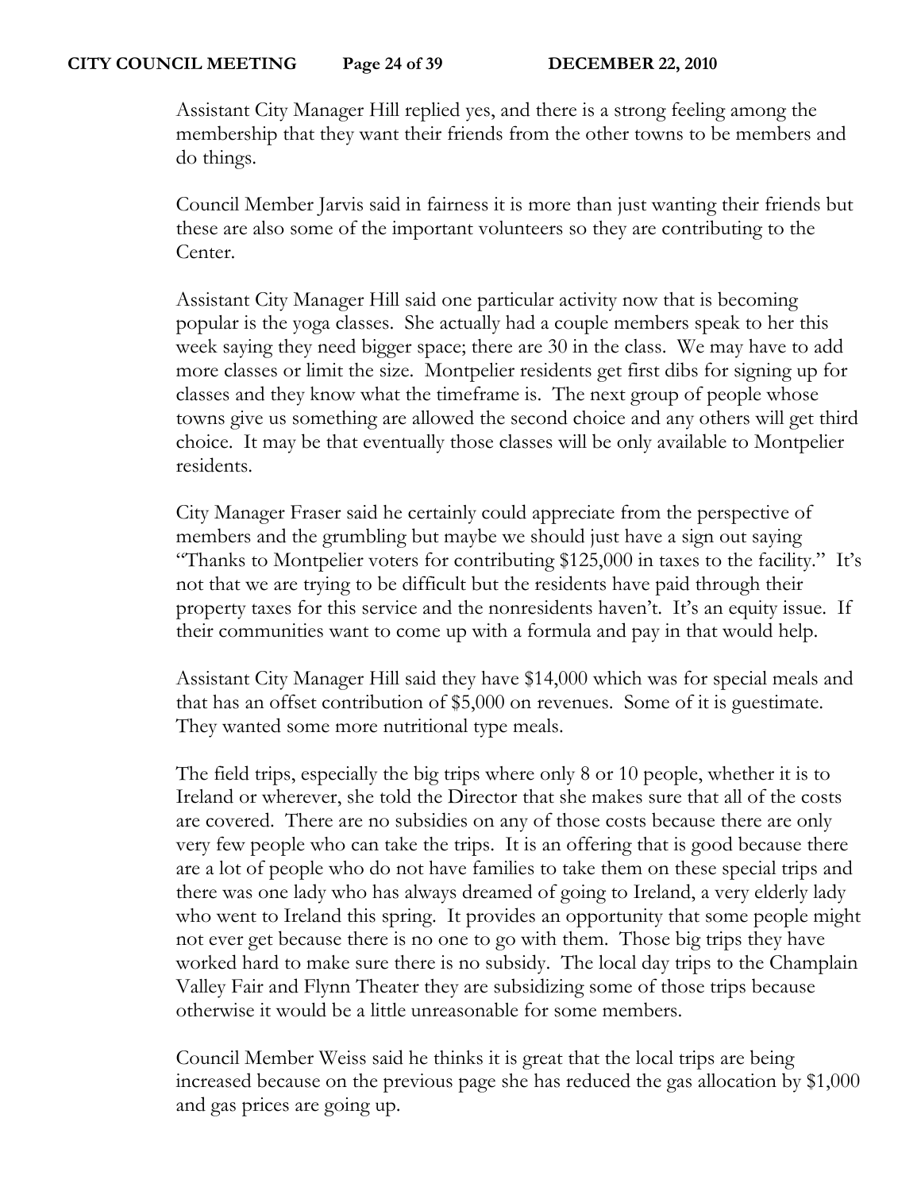Assistant City Manager Hill replied yes, and there is a strong feeling among the membership that they want their friends from the other towns to be members and do things.

Council Member Jarvis said in fairness it is more than just wanting their friends but these are also some of the important volunteers so they are contributing to the Center.

Assistant City Manager Hill said one particular activity now that is becoming popular is the yoga classes. She actually had a couple members speak to her this week saying they need bigger space; there are 30 in the class. We may have to add more classes or limit the size. Montpelier residents get first dibs for signing up for classes and they know what the timeframe is. The next group of people whose towns give us something are allowed the second choice and any others will get third choice. It may be that eventually those classes will be only available to Montpelier residents.

City Manager Fraser said he certainly could appreciate from the perspective of members and the grumbling but maybe we should just have a sign out saying "Thanks to Montpelier voters for contributing $125,000 in taxes to the facility." It's not that we are trying to be difficult but the residents have paid through their property taxes for this service and the nonresidents haven't. It's an equity issue. If their communities want to come up with a formula and pay in that would help.

Assistant City Manager Hill said they have $14,000 which was for special meals and that has an offset contribution of $5,000 on revenues. Some of it is guestimate. They wanted some more nutritional type meals.

The field trips, especially the big trips where only 8 or 10 people, whether it is to Ireland or wherever, she told the Director that she makes sure that all of the costs are covered. There are no subsidies on any of those costs because there are only very few people who can take the trips. It is an offering that is good because there are a lot of people who do not have families to take them on these special trips and there was one lady who has always dreamed of going to Ireland, a very elderly lady who went to Ireland this spring. It provides an opportunity that some people might not ever get because there is no one to go with them. Those big trips they have worked hard to make sure there is no subsidy. The local day trips to the Champlain Valley Fair and Flynn Theater they are subsidizing some of those trips because otherwise it would be a little unreasonable for some members.

Council Member Weiss said he thinks it is great that the local trips are being increased because on the previous page she has reduced the gas allocation by $1,000 and gas prices are going up.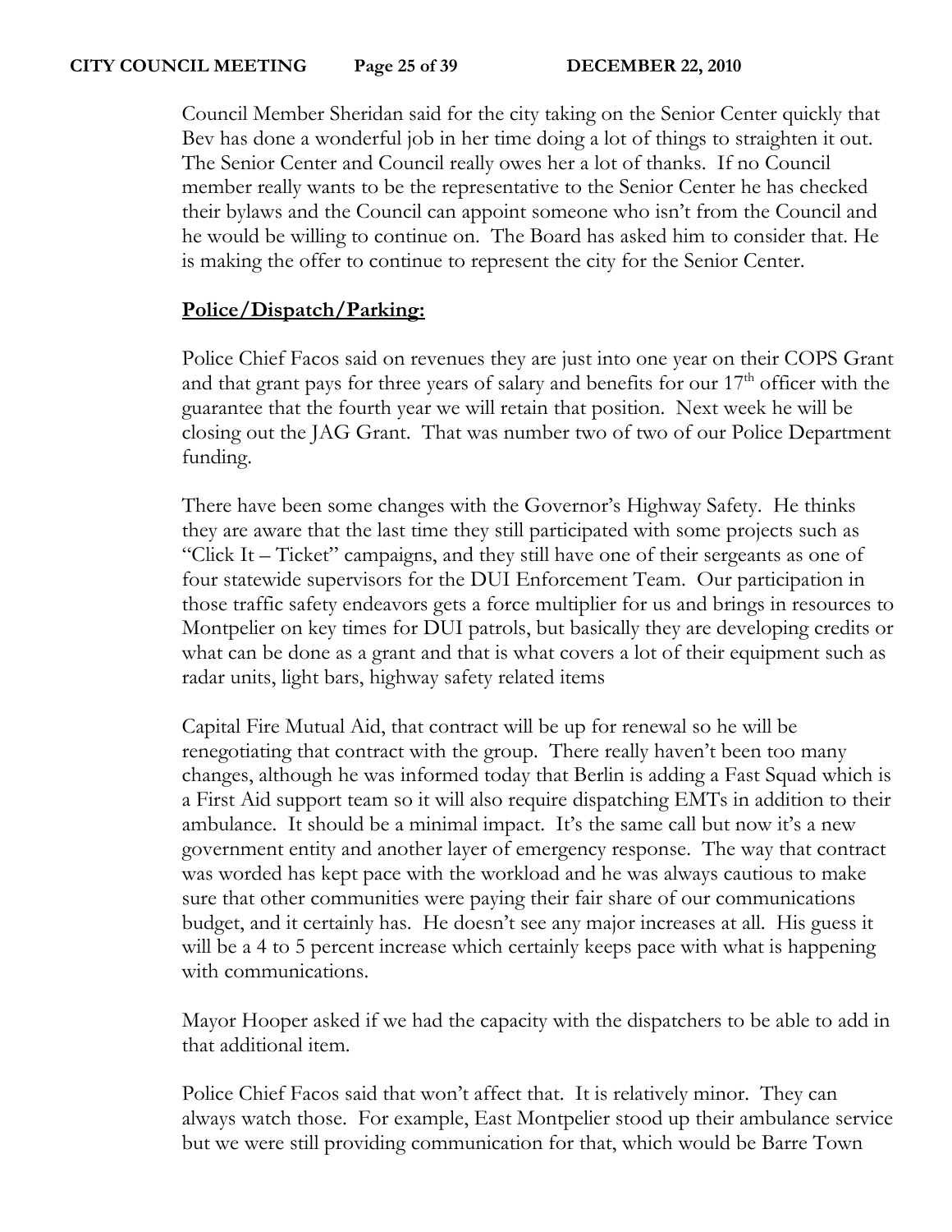Council Member Sheridan said for the city taking on the Senior Center quickly that Bev has done a wonderful job in her time doing a lot of things to straighten it out. The Senior Center and Council really owes her a lot of thanks. If no Council member really wants to be the representative to the Senior Center he has checked their bylaws and the Council can appoint someone who isn't from the Council and he would be willing to continue on. The Board has asked him to consider that. He is making the offer to continue to represent the city for the Senior Center.

## **Police/Dispatch/Parking:**

Police Chief Facos said on revenues they are just into one year on their COPS Grant and that grant pays for three years of salary and benefits for our 17th officer with the guarantee that the fourth year we will retain that position. Next week he will be closing out the JAG Grant. That was number two of two of our Police Department funding.

There have been some changes with the Governor's Highway Safety. He thinks they are aware that the last time they still participated with some projects such as "Click It – Ticket" campaigns, and they still have one of their sergeants as one of four statewide supervisors for the DUI Enforcement Team. Our participation in those traffic safety endeavors gets a force multiplier for us and brings in resources to Montpelier on key times for DUI patrols, but basically they are developing credits or what can be done as a grant and that is what covers a lot of their equipment such as radar units, light bars, highway safety related items

Capital Fire Mutual Aid, that contract will be up for renewal so he will be renegotiating that contract with the group. There really haven't been too many changes, although he was informed today that Berlin is adding a Fast Squad which is a First Aid support team so it will also require dispatching EMTs in addition to their ambulance. It should be a minimal impact. It's the same call but now it's a new government entity and another layer of emergency response. The way that contract was worded has kept pace with the workload and he was always cautious to make sure that other communities were paying their fair share of our communications budget, and it certainly has. He doesn't see any major increases at all. His guess it will be a 4 to 5 percent increase which certainly keeps pace with what is happening with communications.

Mayor Hooper asked if we had the capacity with the dispatchers to be able to add in that additional item.

Police Chief Facos said that won't affect that. It is relatively minor. They can always watch those. For example, East Montpelier stood up their ambulance service but we were still providing communication for that, which would be Barre Town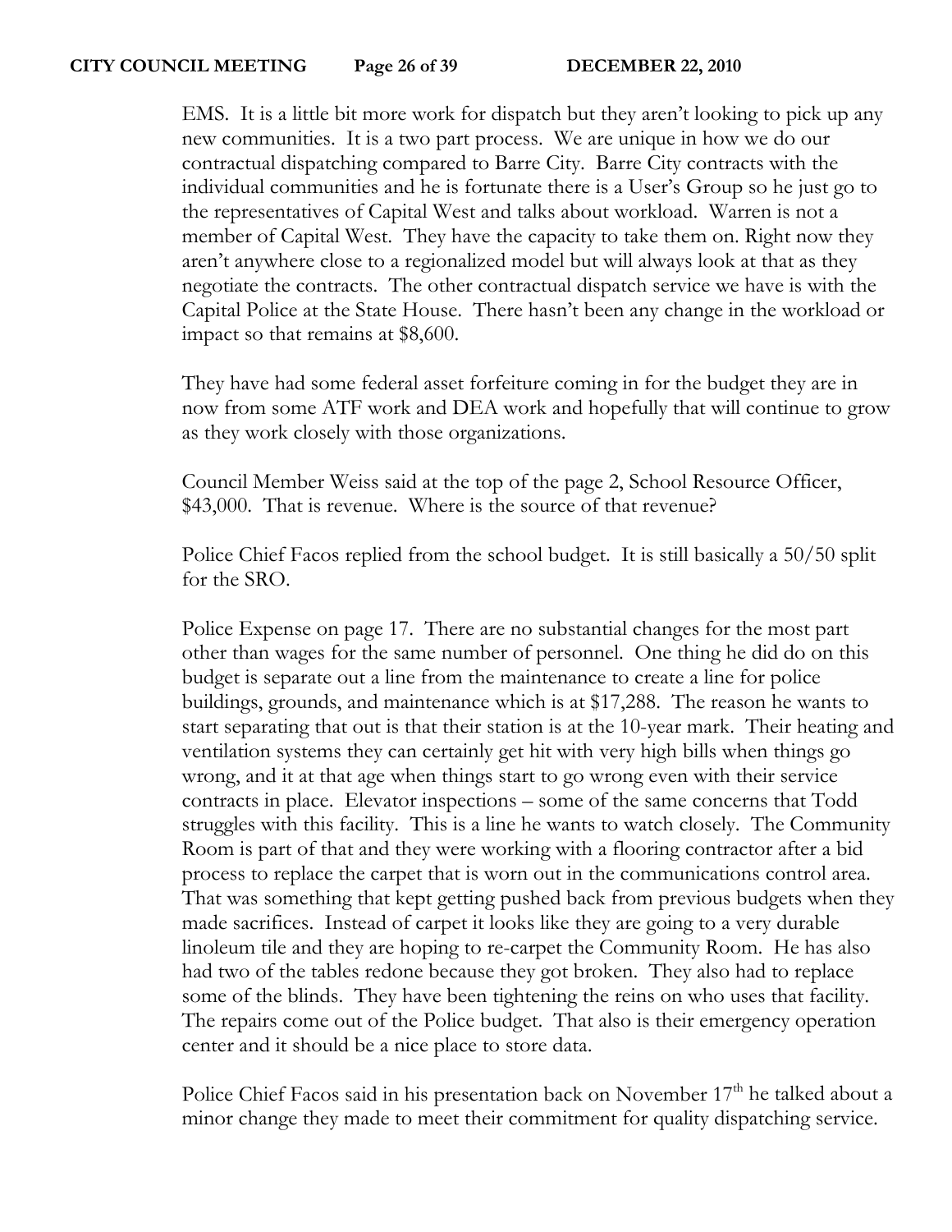EMS. It is a little bit more work for dispatch but they aren't looking to pick up any new communities. It is a two part process. We are unique in how we do our contractual dispatching compared to Barre City. Barre City contracts with the individual communities and he is fortunate there is a User's Group so he just go to the representatives of Capital West and talks about workload. Warren is not a member of Capital West. They have the capacity to take them on. Right now they aren't anywhere close to a regionalized model but will always look at that as they negotiate the contracts. The other contractual dispatch service we have is with the Capital Police at the State House. There hasn't been any change in the workload or impact so that remains at $8,600.

They have had some federal asset forfeiture coming in for the budget they are in now from some ATF work and DEA work and hopefully that will continue to grow as they work closely with those organizations.

Council Member Weiss said at the top of the page 2, School Resource Officer, $43,000. That is revenue. Where is the source of that revenue?

Police Chief Facos replied from the school budget. It is still basically a 50/50 split for the SRO.

Police Expense on page 17. There are no substantial changes for the most part other than wages for the same number of personnel. One thing he did do on this budget is separate out a line from the maintenance to create a line for police buildings, grounds, and maintenance which is at $17,288. The reason he wants to start separating that out is that their station is at the 10-year mark. Their heating and ventilation systems they can certainly get hit with very high bills when things go wrong, and it at that age when things start to go wrong even with their service contracts in place. Elevator inspections – some of the same concerns that Todd struggles with this facility. This is a line he wants to watch closely. The Community Room is part of that and they were working with a flooring contractor after a bid process to replace the carpet that is worn out in the communications control area. That was something that kept getting pushed back from previous budgets when they made sacrifices. Instead of carpet it looks like they are going to a very durable linoleum tile and they are hoping to re-carpet the Community Room. He has also had two of the tables redone because they got broken. They also had to replace some of the blinds. They have been tightening the reins on who uses that facility. The repairs come out of the Police budget. That also is their emergency operation center and it should be a nice place to store data.

Police Chief Facos said in his presentation back on November 17th he talked about a minor change they made to meet their commitment for quality dispatching service.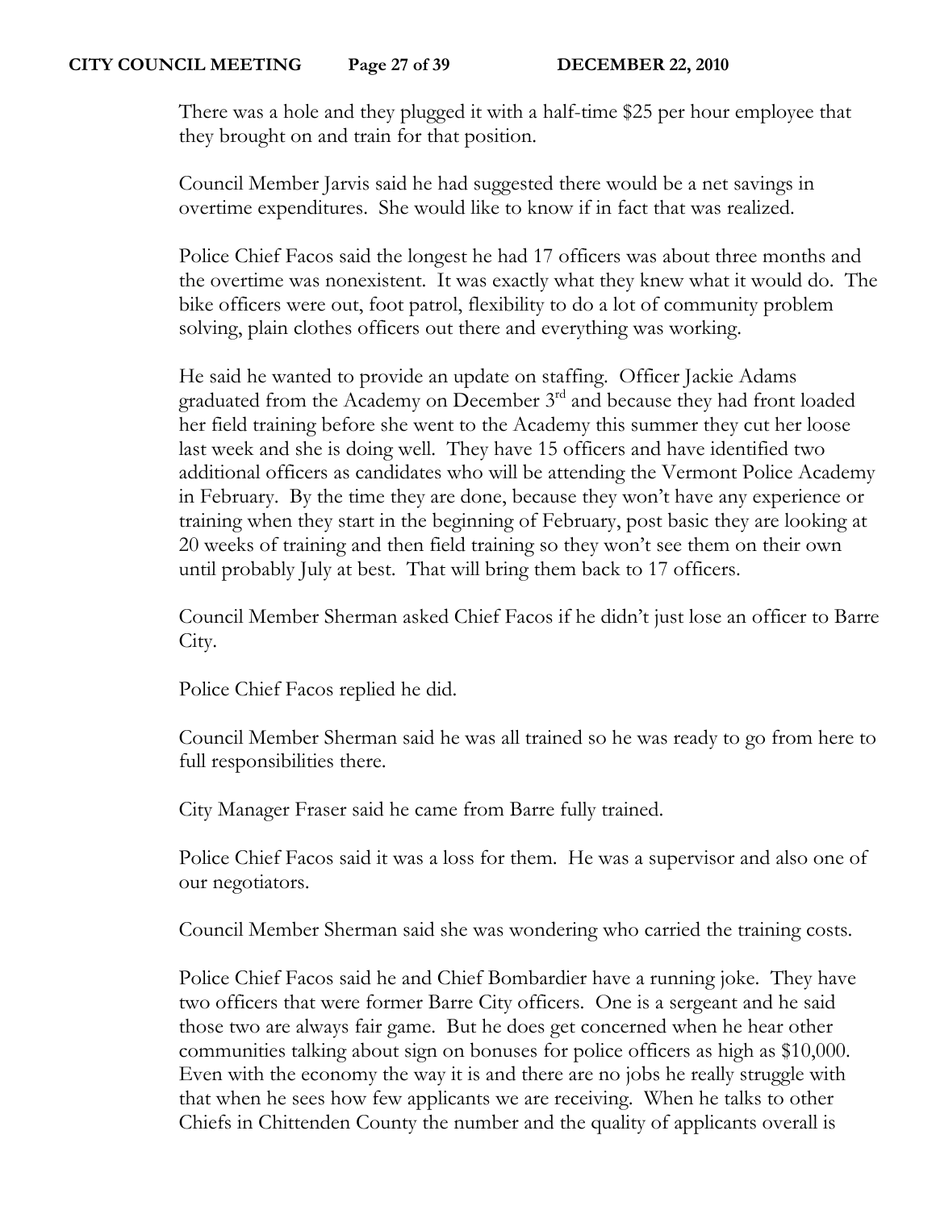There was a hole and they plugged it with a half-time $25 per hour employee that they brought on and train for that position.

Council Member Jarvis said he had suggested there would be a net savings in overtime expenditures. She would like to know if in fact that was realized.

Police Chief Facos said the longest he had 17 officers was about three months and the overtime was nonexistent. It was exactly what they knew what it would do. The bike officers were out, foot patrol, flexibility to do a lot of community problem solving, plain clothes officers out there and everything was working.

He said he wanted to provide an update on staffing. Officer Jackie Adams graduated from the Academy on December 3rd and because they had front loaded her field training before she went to the Academy this summer they cut her loose last week and she is doing well. They have 15 officers and have identified two additional officers as candidates who will be attending the Vermont Police Academy in February. By the time they are done, because they won't have any experience or training when they start in the beginning of February, post basic they are looking at 20 weeks of training and then field training so they won't see them on their own until probably July at best. That will bring them back to 17 officers.

Council Member Sherman asked Chief Facos if he didn't just lose an officer to Barre City.

Police Chief Facos replied he did.

Council Member Sherman said he was all trained so he was ready to go from here to full responsibilities there.

City Manager Fraser said he came from Barre fully trained.

Police Chief Facos said it was a loss for them. He was a supervisor and also one of our negotiators.

Council Member Sherman said she was wondering who carried the training costs.

Police Chief Facos said he and Chief Bombardier have a running joke. They have two officers that were former Barre City officers. One is a sergeant and he said those two are always fair game. But he does get concerned when he hear other communities talking about sign on bonuses for police officers as high as $10,000. Even with the economy the way it is and there are no jobs he really struggle with that when he sees how few applicants we are receiving. When he talks to other Chiefs in Chittenden County the number and the quality of applicants overall is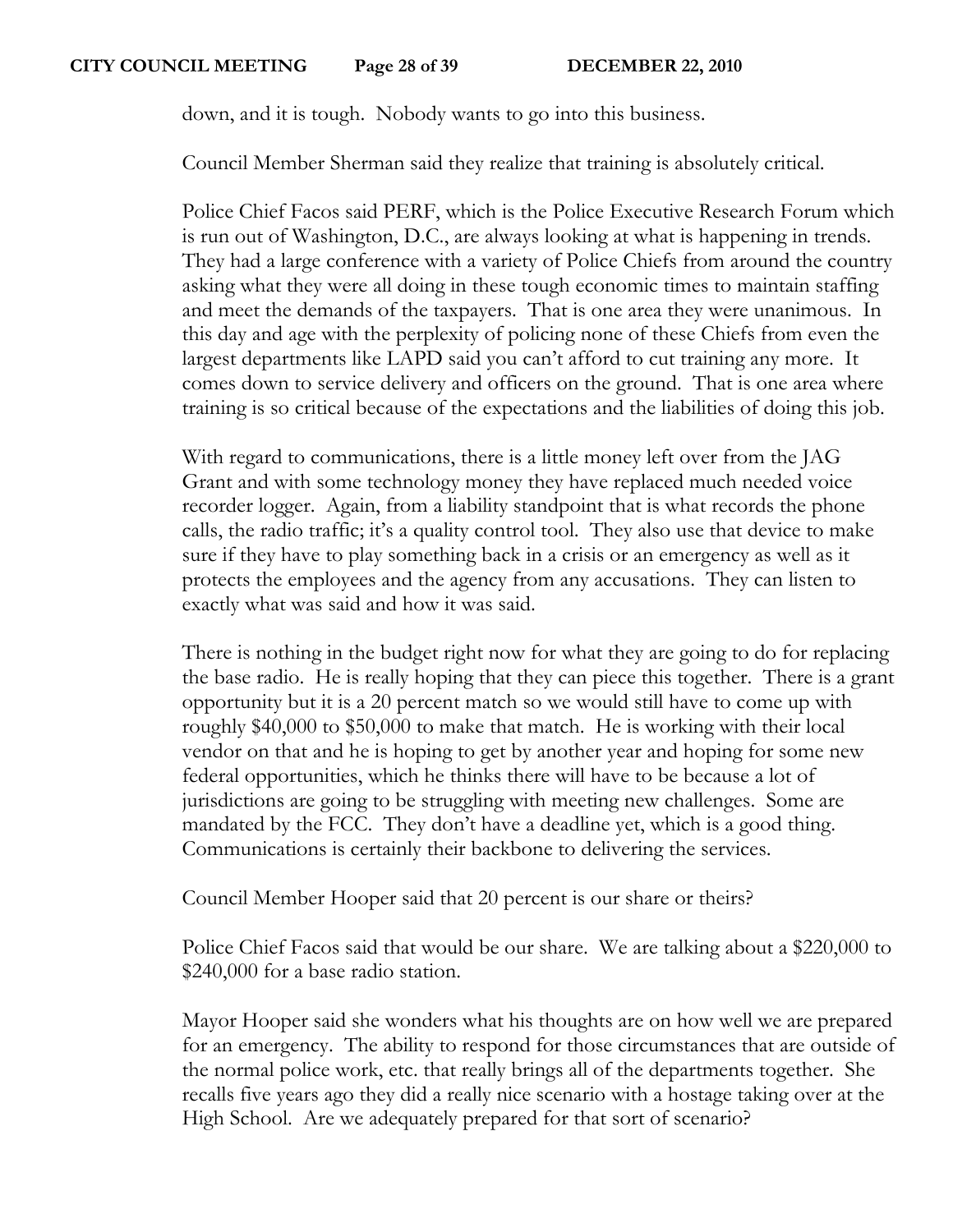down, and it is tough. Nobody wants to go into this business.

Council Member Sherman said they realize that training is absolutely critical.

Police Chief Facos said PERF, which is the Police Executive Research Forum which is run out of Washington, D.C., are always looking at what is happening in trends. They had a large conference with a variety of Police Chiefs from around the country asking what they were all doing in these tough economic times to maintain staffing and meet the demands of the taxpayers. That is one area they were unanimous. In this day and age with the perplexity of policing none of these Chiefs from even the largest departments like LAPD said you can't afford to cut training any more. It comes down to service delivery and officers on the ground. That is one area where training is so critical because of the expectations and the liabilities of doing this job.

With regard to communications, there is a little money left over from the JAG Grant and with some technology money they have replaced much needed voice recorder logger. Again, from a liability standpoint that is what records the phone calls, the radio traffic; it's a quality control tool. They also use that device to make sure if they have to play something back in a crisis or an emergency as well as it protects the employees and the agency from any accusations. They can listen to exactly what was said and how it was said.

There is nothing in the budget right now for what they are going to do for replacing the base radio. He is really hoping that they can piece this together. There is a grant opportunity but it is a 20 percent match so we would still have to come up with roughly $40,000 to $50,000 to make that match. He is working with their local vendor on that and he is hoping to get by another year and hoping for some new federal opportunities, which he thinks there will have to be because a lot of jurisdictions are going to be struggling with meeting new challenges. Some are mandated by the FCC. They don't have a deadline yet, which is a good thing. Communications is certainly their backbone to delivering the services.

Council Member Hooper said that 20 percent is our share or theirs?

Police Chief Facos said that would be our share. We are talking about a $220,000 to $240,000 for a base radio station.

Mayor Hooper said she wonders what his thoughts are on how well we are prepared for an emergency. The ability to respond for those circumstances that are outside of the normal police work, etc. that really brings all of the departments together. She recalls five years ago they did a really nice scenario with a hostage taking over at the High School. Are we adequately prepared for that sort of scenario?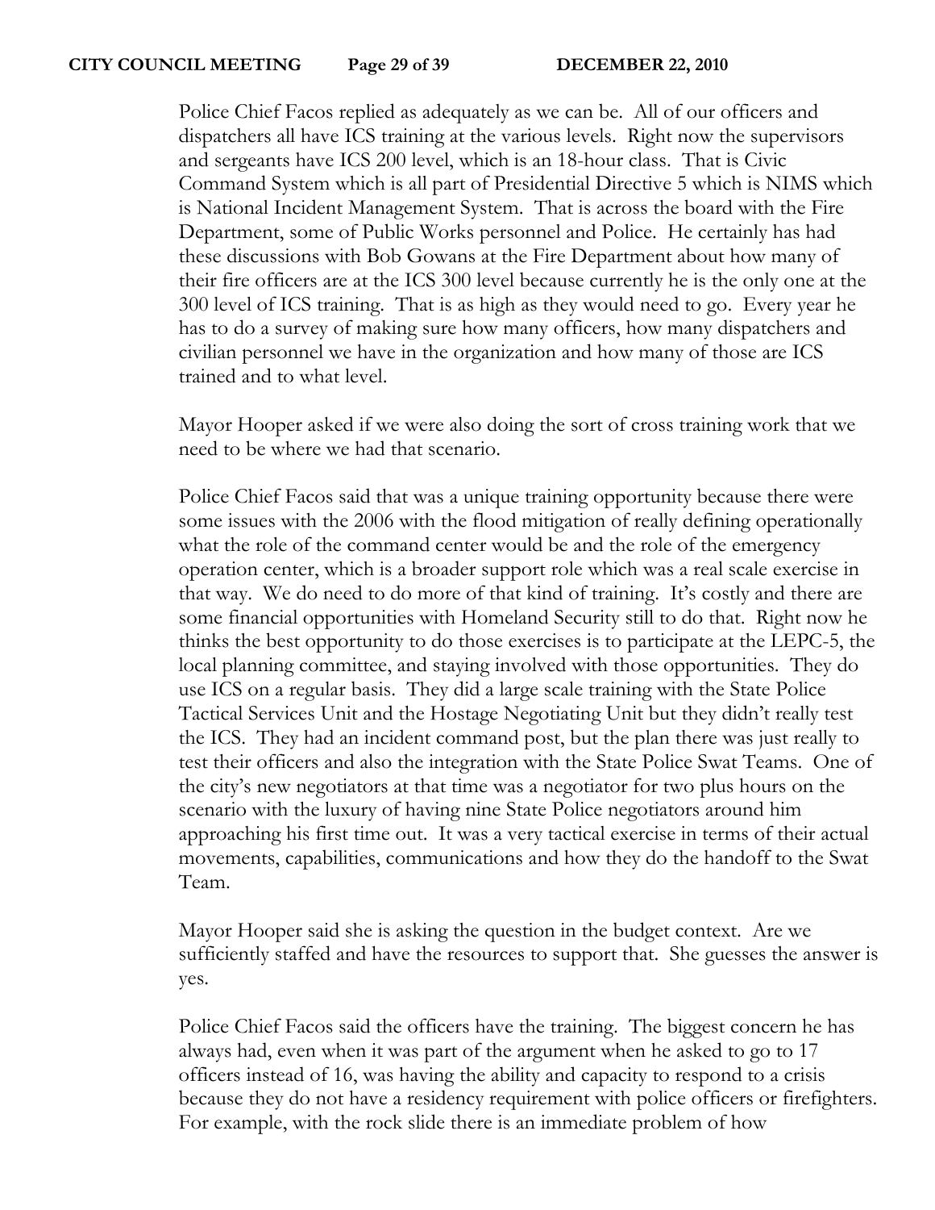Police Chief Facos replied as adequately as we can be. All of our officers and dispatchers all have ICS training at the various levels. Right now the supervisors and sergeants have ICS 200 level, which is an 18-hour class. That is Civic Command System which is all part of Presidential Directive 5 which is NIMS which is National Incident Management System. That is across the board with the Fire Department, some of Public Works personnel and Police. He certainly has had these discussions with Bob Gowans at the Fire Department about how many of their fire officers are at the ICS 300 level because currently he is the only one at the 300 level of ICS training. That is as high as they would need to go. Every year he has to do a survey of making sure how many officers, how many dispatchers and civilian personnel we have in the organization and how many of those are ICS trained and to what level.

Mayor Hooper asked if we were also doing the sort of cross training work that we need to be where we had that scenario.

Police Chief Facos said that was a unique training opportunity because there were some issues with the 2006 with the flood mitigation of really defining operationally what the role of the command center would be and the role of the emergency operation center, which is a broader support role which was a real scale exercise in that way. We do need to do more of that kind of training. It's costly and there are some financial opportunities with Homeland Security still to do that. Right now he thinks the best opportunity to do those exercises is to participate at the LEPC-5, the local planning committee, and staying involved with those opportunities. They do use ICS on a regular basis. They did a large scale training with the State Police Tactical Services Unit and the Hostage Negotiating Unit but they didn't really test the ICS. They had an incident command post, but the plan there was just really to test their officers and also the integration with the State Police Swat Teams. One of the city's new negotiators at that time was a negotiator for two plus hours on the scenario with the luxury of having nine State Police negotiators around him approaching his first time out. It was a very tactical exercise in terms of their actual movements, capabilities, communications and how they do the handoff to the Swat Team.

Mayor Hooper said she is asking the question in the budget context. Are we sufficiently staffed and have the resources to support that. She guesses the answer is yes.

Police Chief Facos said the officers have the training. The biggest concern he has always had, even when it was part of the argument when he asked to go to 17 officers instead of 16, was having the ability and capacity to respond to a crisis because they do not have a residency requirement with police officers or firefighters. For example, with the rock slide there is an immediate problem of how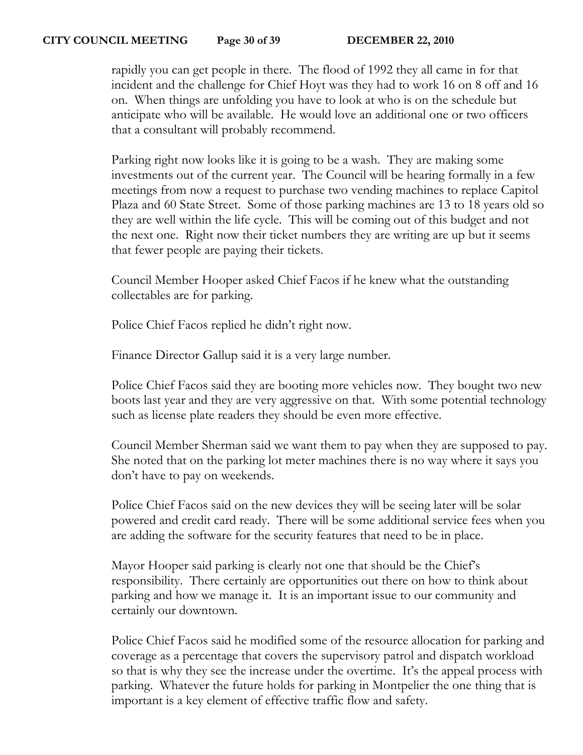rapidly you can get people in there. The flood of 1992 they all came in for that incident and the challenge for Chief Hoyt was they had to work 16 on 8 off and 16 on. When things are unfolding you have to look at who is on the schedule but anticipate who will be available. He would love an additional one or two officers that a consultant will probably recommend.

Parking right now looks like it is going to be a wash. They are making some investments out of the current year. The Council will be hearing formally in a few meetings from now a request to purchase two vending machines to replace Capitol Plaza and 60 State Street. Some of those parking machines are 13 to 18 years old so they are well within the life cycle. This will be coming out of this budget and not the next one. Right now their ticket numbers they are writing are up but it seems that fewer people are paying their tickets.

Council Member Hooper asked Chief Facos if he knew what the outstanding collectables are for parking.

Police Chief Facos replied he didn't right now.

Finance Director Gallup said it is a very large number.

Police Chief Facos said they are booting more vehicles now. They bought two new boots last year and they are very aggressive on that. With some potential technology such as license plate readers they should be even more effective.

Council Member Sherman said we want them to pay when they are supposed to pay. She noted that on the parking lot meter machines there is no way where it says you don't have to pay on weekends.

Police Chief Facos said on the new devices they will be seeing later will be solar powered and credit card ready. There will be some additional service fees when you are adding the software for the security features that need to be in place.

Mayor Hooper said parking is clearly not one that should be the Chief's responsibility. There certainly are opportunities out there on how to think about parking and how we manage it. It is an important issue to our community and certainly our downtown.

Police Chief Facos said he modified some of the resource allocation for parking and coverage as a percentage that covers the supervisory patrol and dispatch workload so that is why they see the increase under the overtime. It's the appeal process with parking. Whatever the future holds for parking in Montpelier the one thing that is important is a key element of effective traffic flow and safety.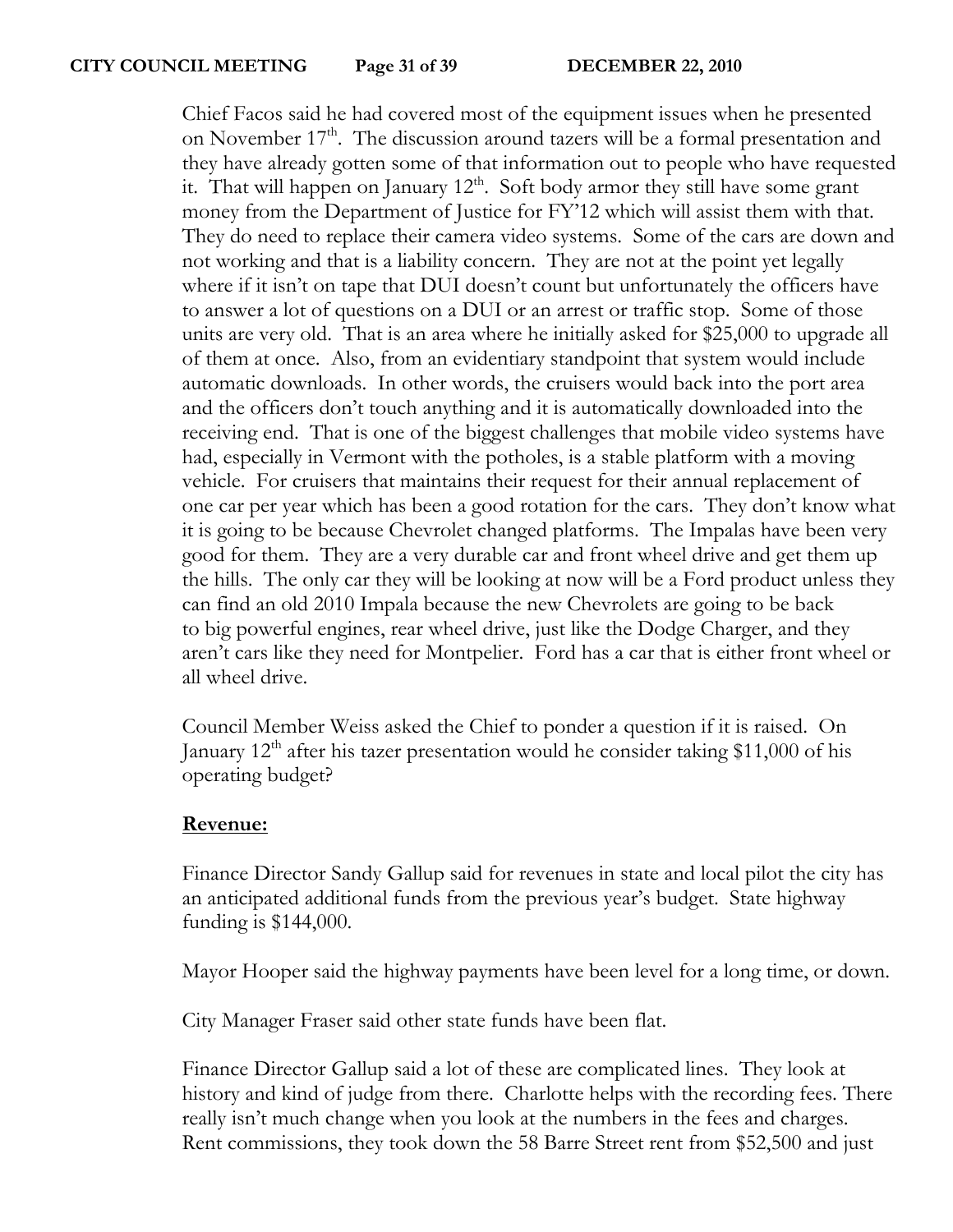Chief Facos said he had covered most of the equipment issues when he presented on November 17th. The discussion around tazers will be a formal presentation and they have already gotten some of that information out to people who have requested it. That will happen on January 12th. Soft body armor they still have some grant money from the Department of Justice for FY'12 which will assist them with that. They do need to replace their camera video systems. Some of the cars are down and not working and that is a liability concern. They are not at the point yet legally where if it isn't on tape that DUI doesn't count but unfortunately the officers have to answer a lot of questions on a DUI or an arrest or traffic stop. Some of those units are very old. That is an area where he initially asked for $25,000 to upgrade all of them at once. Also, from an evidentiary standpoint that system would include automatic downloads. In other words, the cruisers would back into the port area and the officers don't touch anything and it is automatically downloaded into the receiving end. That is one of the biggest challenges that mobile video systems have had, especially in Vermont with the potholes, is a stable platform with a moving vehicle. For cruisers that maintains their request for their annual replacement of one car per year which has been a good rotation for the cars. They don't know what it is going to be because Chevrolet changed platforms. The Impalas have been very good for them. They are a very durable car and front wheel drive and get them up the hills. The only car they will be looking at now will be a Ford product unless they can find an old 2010 Impala because the new Chevrolets are going to be back to big powerful engines, rear wheel drive, just like the Dodge Charger, and they aren't cars like they need for Montpelier. Ford has a car that is either front wheel or all wheel drive.

Council Member Weiss asked the Chief to ponder a question if it is raised. On January 12th after his tazer presentation would he consider taking $11,000 of his operating budget?

**Revenue:**

Finance Director Sandy Gallup said for revenues in state and local pilot the city has an anticipated additional funds from the previous year's budget. State highway funding is $144,000.

Mayor Hooper said the highway payments have been level for a long time, or down.

City Manager Fraser said other state funds have been flat.

Finance Director Gallup said a lot of these are complicated lines. They look at history and kind of judge from there. Charlotte helps with the recording fees. There really isn't much change when you look at the numbers in the fees and charges. Rent commissions, they took down the 58 Barre Street rent from $52,500 and just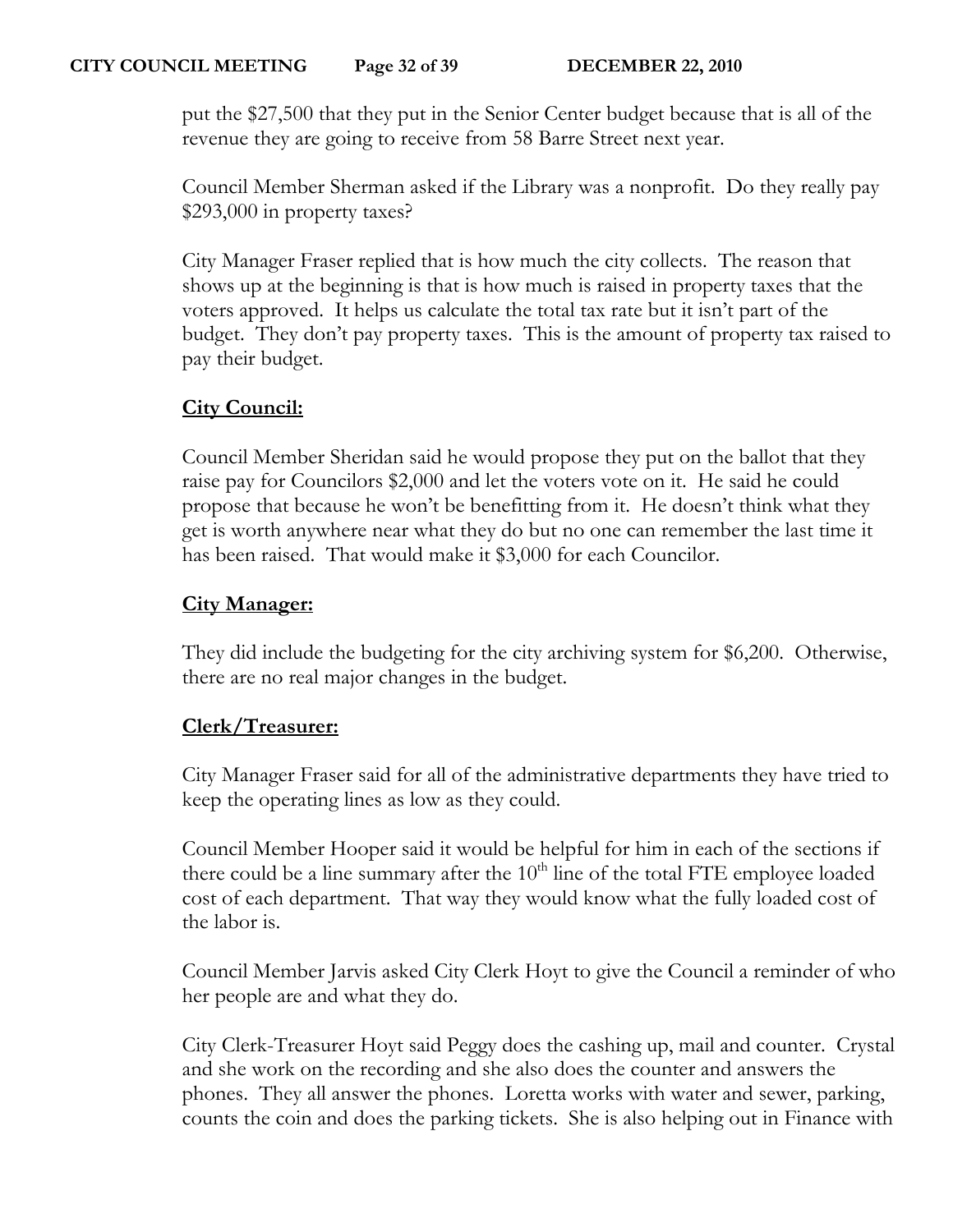put the $27,500 that they put in the Senior Center budget because that is all of the revenue they are going to receive from 58 Barre Street next year.

Council Member Sherman asked if the Library was a nonprofit. Do they really pay $293,000 in property taxes?

City Manager Fraser replied that is how much the city collects. The reason that shows up at the beginning is that is how much is raised in property taxes that the voters approved. It helps us calculate the total tax rate but it isn't part of the budget. They don't pay property taxes. This is the amount of property tax raised to pay their budget.

**City Council:**

Council Member Sheridan said he would propose they put on the ballot that they raise pay for Councilors $2,000 and let the voters vote on it. He said he could propose that because he won't be benefitting from it. He doesn't think what they get is worth anywhere near what they do but no one can remember the last time it has been raised. That would make it $3,000 for each Councilor.

**City Manager:**

They did include the budgeting for the city archiving system for $6,200. Otherwise, there are no real major changes in the budget.

**Clerk/Treasurer:**

City Manager Fraser said for all of the administrative departments they have tried to keep the operating lines as low as they could.

Council Member Hooper said it would be helpful for him in each of the sections if there could be a line summary after the 10th line of the total FTE employee loaded cost of each department. That way they would know what the fully loaded cost of the labor is.

Council Member Jarvis asked City Clerk Hoyt to give the Council a reminder of who her people are and what they do.

City Clerk-Treasurer Hoyt said Peggy does the cashing up, mail and counter. Crystal and she work on the recording and she also does the counter and answers the phones. They all answer the phones. Loretta works with water and sewer, parking, counts the coin and does the parking tickets. She is also helping out in Finance with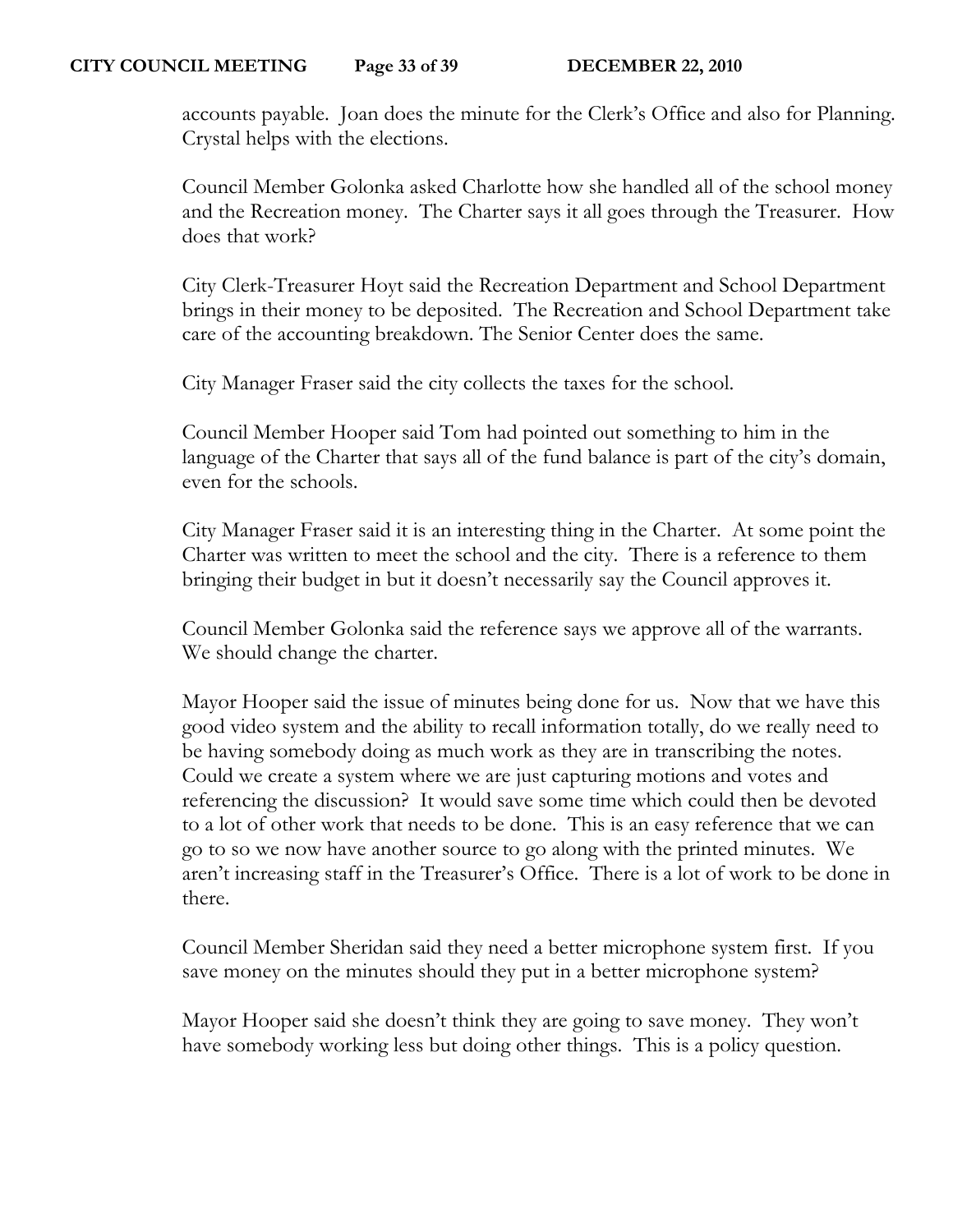accounts payable. Joan does the minute for the Clerk's Office and also for Planning. Crystal helps with the elections.

Council Member Golonka asked Charlotte how she handled all of the school money and the Recreation money. The Charter says it all goes through the Treasurer. How does that work?

City Clerk-Treasurer Hoyt said the Recreation Department and School Department brings in their money to be deposited. The Recreation and School Department take care of the accounting breakdown. The Senior Center does the same.

City Manager Fraser said the city collects the taxes for the school.

Council Member Hooper said Tom had pointed out something to him in the language of the Charter that says all of the fund balance is part of the city's domain, even for the schools.

City Manager Fraser said it is an interesting thing in the Charter. At some point the Charter was written to meet the school and the city. There is a reference to them bringing their budget in but it doesn't necessarily say the Council approves it.

Council Member Golonka said the reference says we approve all of the warrants. We should change the charter.

Mayor Hooper said the issue of minutes being done for us. Now that we have this good video system and the ability to recall information totally, do we really need to be having somebody doing as much work as they are in transcribing the notes. Could we create a system where we are just capturing motions and votes and referencing the discussion? It would save some time which could then be devoted to a lot of other work that needs to be done. This is an easy reference that we can go to so we now have another source to go along with the printed minutes. We aren't increasing staff in the Treasurer's Office. There is a lot of work to be done in there.

Council Member Sheridan said they need a better microphone system first. If you save money on the minutes should they put in a better microphone system?

Mayor Hooper said she doesn't think they are going to save money. They won't have somebody working less but doing other things. This is a policy question.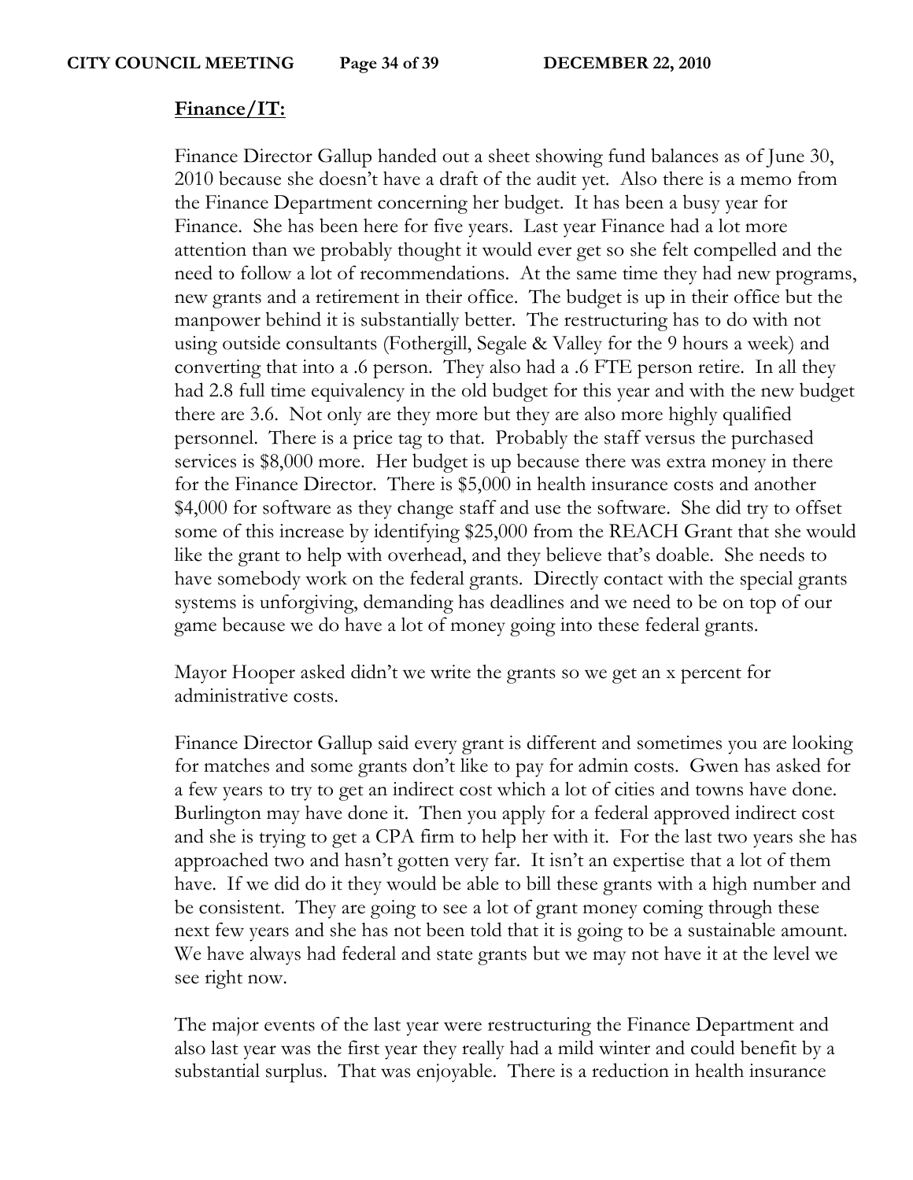**Finance/IT:**

Finance Director Gallup handed out a sheet showing fund balances as of June 30, 2010 because she doesn't have a draft of the audit yet. Also there is a memo from the Finance Department concerning her budget. It has been a busy year for Finance. She has been here for five years. Last year Finance had a lot more attention than we probably thought it would ever get so she felt compelled and the need to follow a lot of recommendations. At the same time they had new programs, new grants and a retirement in their office. The budget is up in their office but the manpower behind it is substantially better. The restructuring has to do with not using outside consultants (Fothergill, Segale & Valley for the 9 hours a week) and converting that into a .6 person. They also had a .6 FTE person retire. In all they had 2.8 full time equivalency in the old budget for this year and with the new budget there are 3.6. Not only are they more but they are also more highly qualified personnel. There is a price tag to that. Probably the staff versus the purchased services is $8,000 more. Her budget is up because there was extra money in there for the Finance Director. There is $5,000 in health insurance costs and another $4,000 for software as they change staff and use the software. She did try to offset some of this increase by identifying $25,000 from the REACH Grant that she would like the grant to help with overhead, and they believe that's doable. She needs to have somebody work on the federal grants. Directly contact with the special grants systems is unforgiving, demanding has deadlines and we need to be on top of our game because we do have a lot of money going into these federal grants.

Mayor Hooper asked didn't we write the grants so we get an x percent for administrative costs.

Finance Director Gallup said every grant is different and sometimes you are looking for matches and some grants don't like to pay for admin costs. Gwen has asked for a few years to try to get an indirect cost which a lot of cities and towns have done. Burlington may have done it. Then you apply for a federal approved indirect cost and she is trying to get a CPA firm to help her with it. For the last two years she has approached two and hasn't gotten very far. It isn't an expertise that a lot of them have. If we did do it they would be able to bill these grants with a high number and be consistent. They are going to see a lot of grant money coming through these next few years and she has not been told that it is going to be a sustainable amount. We have always had federal and state grants but we may not have it at the level we see right now.

The major events of the last year were restructuring the Finance Department and also last year was the first year they really had a mild winter and could benefit by a substantial surplus. That was enjoyable. There is a reduction in health insurance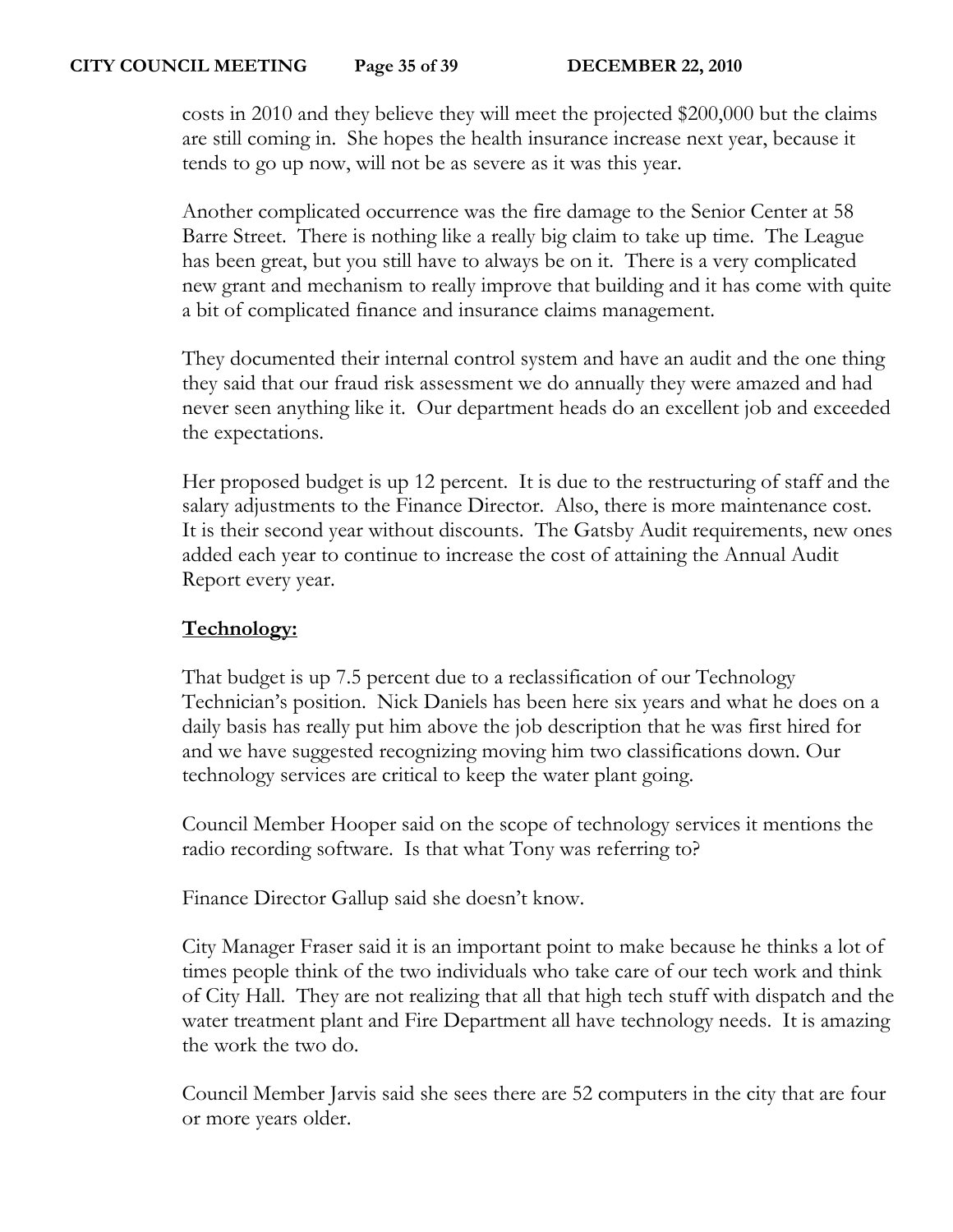costs in 2010 and they believe they will meet the projected $200,000 but the claims are still coming in. She hopes the health insurance increase next year, because it tends to go up now, will not be as severe as it was this year.

Another complicated occurrence was the fire damage to the Senior Center at 58 Barre Street. There is nothing like a really big claim to take up time. The League has been great, but you still have to always be on it. There is a very complicated new grant and mechanism to really improve that building and it has come with quite a bit of complicated finance and insurance claims management.

They documented their internal control system and have an audit and the one thing they said that our fraud risk assessment we do annually they were amazed and had never seen anything like it. Our department heads do an excellent job and exceeded the expectations.

Her proposed budget is up 12 percent. It is due to the restructuring of staff and the salary adjustments to the Finance Director. Also, there is more maintenance cost. It is their second year without discounts. The Gatsby Audit requirements, new ones added each year to continue to increase the cost of attaining the Annual Audit Report every year.

**<u>Technology:</u>**

That budget is up 7.5 percent due to a reclassification of our Technology Technician's position. Nick Daniels has been here six years and what he does on a daily basis has really put him above the job description that he was first hired for and we have suggested recognizing moving him two classifications down. Our technology services are critical to keep the water plant going.

Council Member Hooper said on the scope of technology services it mentions the radio recording software. Is that what Tony was referring to?

Finance Director Gallup said she doesn't know.

City Manager Fraser said it is an important point to make because he thinks a lot of times people think of the two individuals who take care of our tech work and think of City Hall. They are not realizing that all that high tech stuff with dispatch and the water treatment plant and Fire Department all have technology needs. It is amazing the work the two do.

Council Member Jarvis said she sees there are 52 computers in the city that are four or more years older.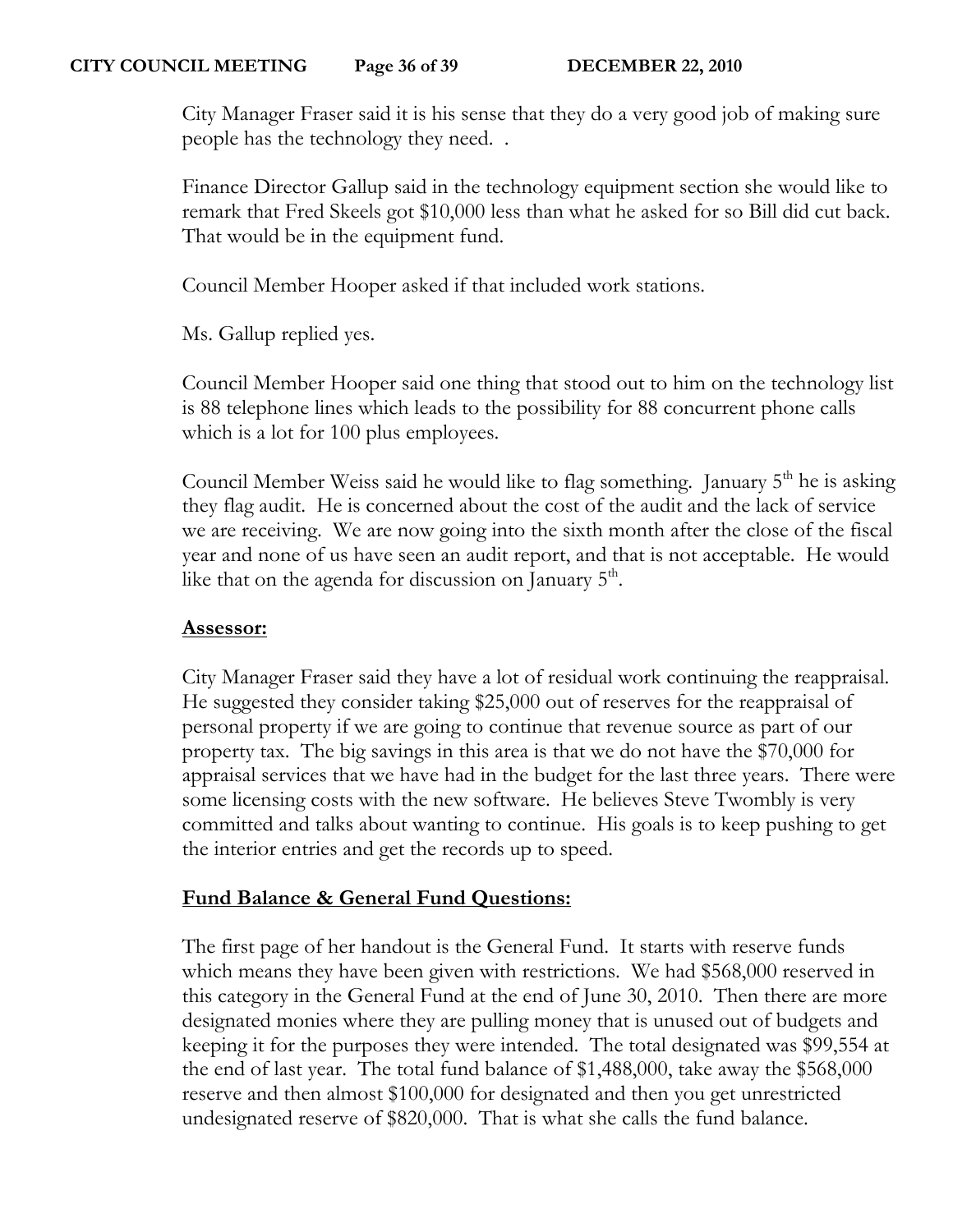City Manager Fraser said it is his sense that they do a very good job of making sure people has the technology they need. .

Finance Director Gallup said in the technology equipment section she would like to remark that Fred Skeels got $10,000 less than what he asked for so Bill did cut back. That would be in the equipment fund.

Council Member Hooper asked if that included work stations.

Ms. Gallup replied yes.

Council Member Hooper said one thing that stood out to him on the technology list is 88 telephone lines which leads to the possibility for 88 concurrent phone calls which is a lot for 100 plus employees.

Council Member Weiss said he would like to flag something. January 5th he is asking they flag audit. He is concerned about the cost of the audit and the lack of service we are receiving. We are now going into the sixth month after the close of the fiscal year and none of us have seen an audit report, and that is not acceptable. He would like that on the agenda for discussion on January 5th.

**<u>Assessor:</u>**

City Manager Fraser said they have a lot of residual work continuing the reappraisal. He suggested they consider taking $25,000 out of reserves for the reappraisal of personal property if we are going to continue that revenue source as part of our property tax. The big savings in this area is that we do not have the $70,000 for appraisal services that we have had in the budget for the last three years. There were some licensing costs with the new software. He believes Steve Twombly is very committed and talks about wanting to continue. His goals is to keep pushing to get the interior entries and get the records up to speed.

**<u>Fund Balance & General Fund Questions:</u>**

The first page of her handout is the General Fund. It starts with reserve funds which means they have been given with restrictions. We had $568,000 reserved in this category in the General Fund at the end of June 30, 2010. Then there are more designated monies where they are pulling money that is unused out of budgets and keeping it for the purposes they were intended. The total designated was $99,554 at the end of last year. The total fund balance of $1,488,000, take away the $568,000 reserve and then almost $100,000 for designated and then you get unrestricted undesignated reserve of $820,000. That is what she calls the fund balance.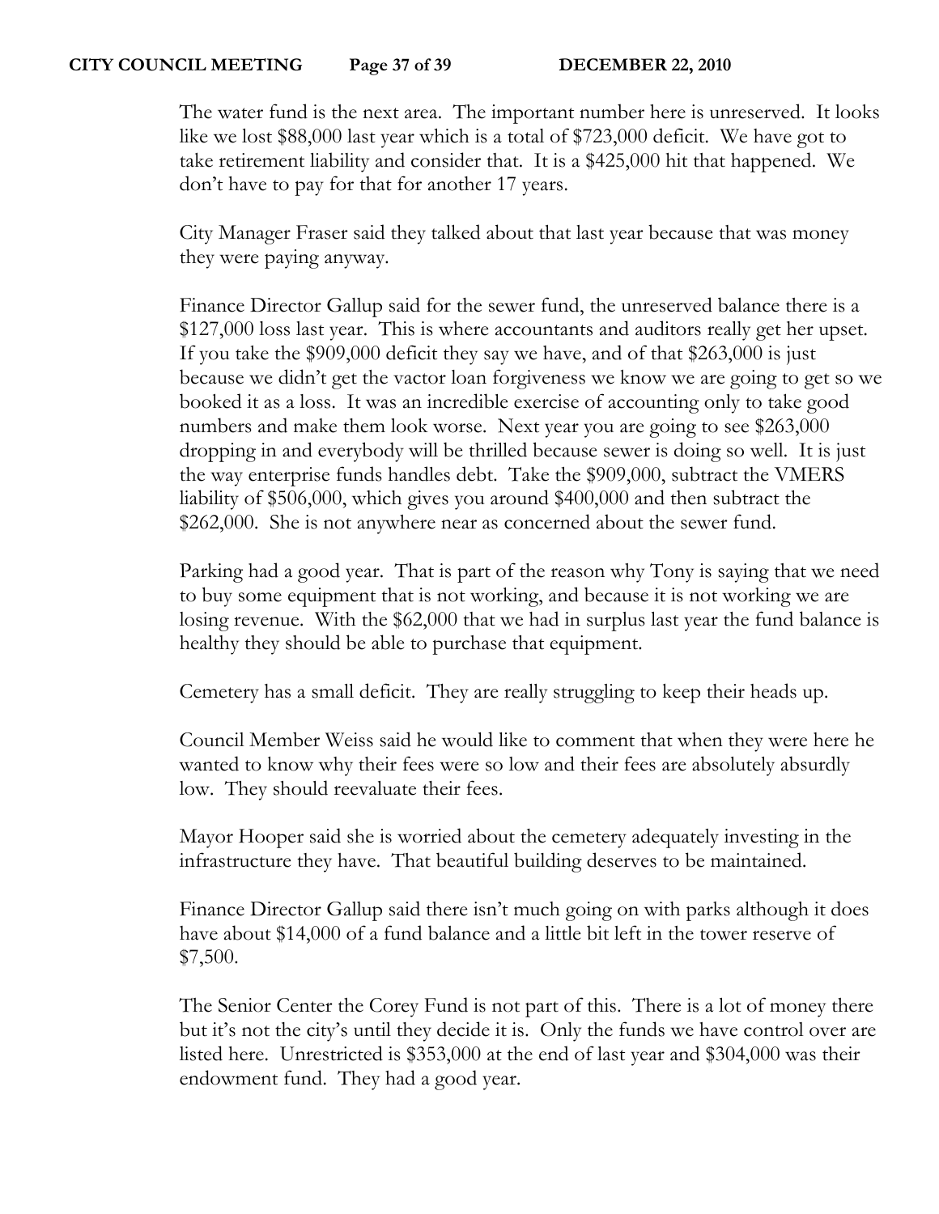The water fund is the next area. The important number here is unreserved. It looks like we lost $88,000 last year which is a total of $723,000 deficit. We have got to take retirement liability and consider that. It is a $425,000 hit that happened. We don't have to pay for that for another 17 years.

City Manager Fraser said they talked about that last year because that was money they were paying anyway.

Finance Director Gallup said for the sewer fund, the unreserved balance there is a $127,000 loss last year. This is where accountants and auditors really get her upset. If you take the $909,000 deficit they say we have, and of that $263,000 is just because we didn't get the vactor loan forgiveness we know we are going to get so we booked it as a loss. It was an incredible exercise of accounting only to take good numbers and make them look worse. Next year you are going to see $263,000 dropping in and everybody will be thrilled because sewer is doing so well. It is just the way enterprise funds handles debt. Take the $909,000, subtract the VMERS liability of $506,000, which gives you around $400,000 and then subtract the $262,000. She is not anywhere near as concerned about the sewer fund.

Parking had a good year. That is part of the reason why Tony is saying that we need to buy some equipment that is not working, and because it is not working we are losing revenue. With the $62,000 that we had in surplus last year the fund balance is healthy they should be able to purchase that equipment.

Cemetery has a small deficit. They are really struggling to keep their heads up.

Council Member Weiss said he would like to comment that when they were here he wanted to know why their fees were so low and their fees are absolutely absurdly low. They should reevaluate their fees.

Mayor Hooper said she is worried about the cemetery adequately investing in the infrastructure they have. That beautiful building deserves to be maintained.

Finance Director Gallup said there isn't much going on with parks although it does have about $14,000 of a fund balance and a little bit left in the tower reserve of $7,500.

The Senior Center the Corey Fund is not part of this. There is a lot of money there but it's not the city's until they decide it is. Only the funds we have control over are listed here. Unrestricted is $353,000 at the end of last year and $304,000 was their endowment fund. They had a good year.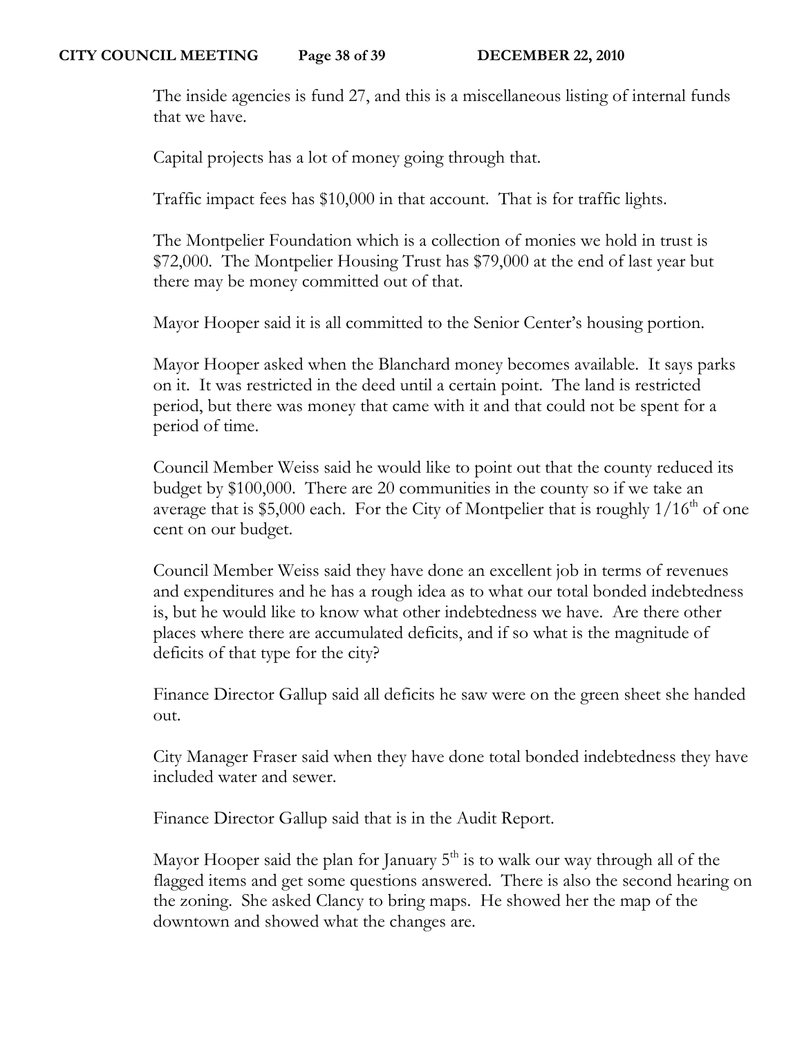The inside agencies is fund 27, and this is a miscellaneous listing of internal funds that we have.

Capital projects has a lot of money going through that.

Traffic impact fees has $10,000 in that account. That is for traffic lights.

The Montpelier Foundation which is a collection of monies we hold in trust is $72,000. The Montpelier Housing Trust has $79,000 at the end of last year but there may be money committed out of that.

Mayor Hooper said it is all committed to the Senior Center's housing portion.

Mayor Hooper asked when the Blanchard money becomes available. It says parks on it. It was restricted in the deed until a certain point. The land is restricted period, but there was money that came with it and that could not be spent for a period of time.

Council Member Weiss said he would like to point out that the county reduced its budget by $100,000. There are 20 communities in the county so if we take an average that is $5,000 each. For the City of Montpelier that is roughly 1/16th of one cent on our budget.

Council Member Weiss said they have done an excellent job in terms of revenues and expenditures and he has a rough idea as to what our total bonded indebtedness is, but he would like to know what other indebtedness we have. Are there other places where there are accumulated deficits, and if so what is the magnitude of deficits of that type for the city?

Finance Director Gallup said all deficits he saw were on the green sheet she handed out.

City Manager Fraser said when they have done total bonded indebtedness they have included water and sewer.

Finance Director Gallup said that is in the Audit Report.

Mayor Hooper said the plan for January 5th is to walk our way through all of the flagged items and get some questions answered. There is also the second hearing on the zoning. She asked Clancy to bring maps. He showed her the map of the downtown and showed what the changes are.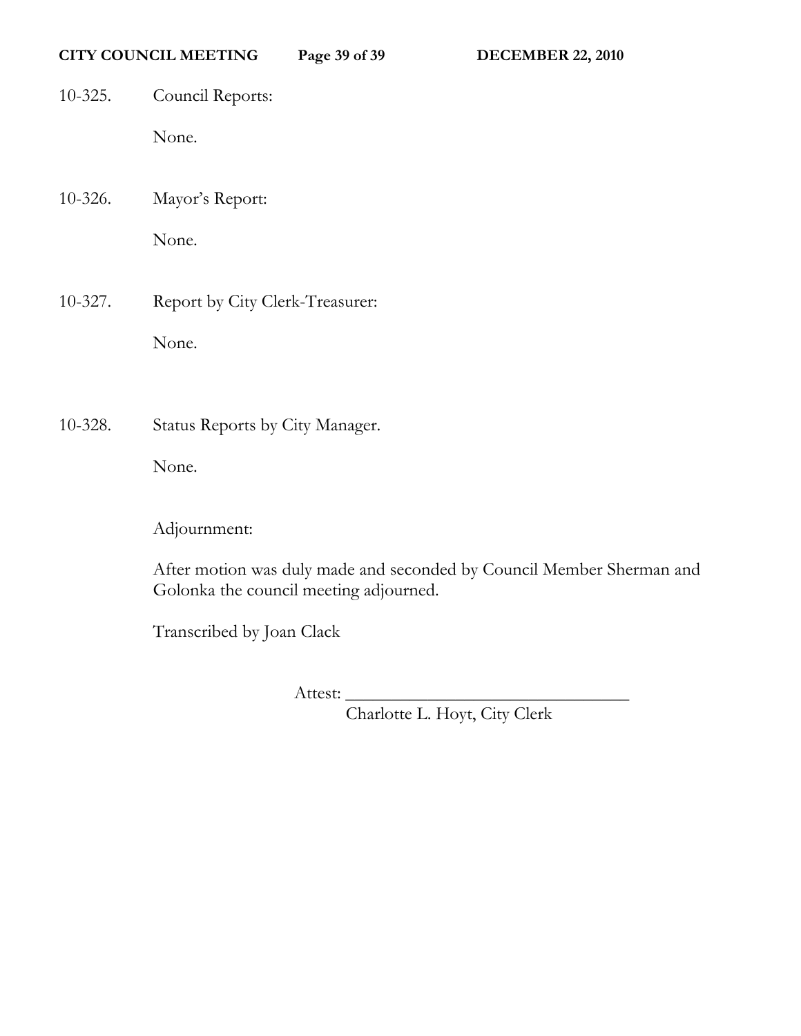10-325. Council Reports:

None.

10-326. Mayor's Report:

None.

10-327. Report by City Clerk-Treasurer:

None.

10-328. Status Reports by City Manager.

None.

Adjournment:

After motion was duly made and seconded by Council Member Sherman and Golonka the council meeting adjourned.

Transcribed by Joan Clack

Attest: \_\_\_\_\_\_\_\_\_\_\_\_\_\_\_\_\_\_\_\_\_\_\_\_\_\_\_\_\_\_\_\_

Charlotte L. Hoyt, City Clerk